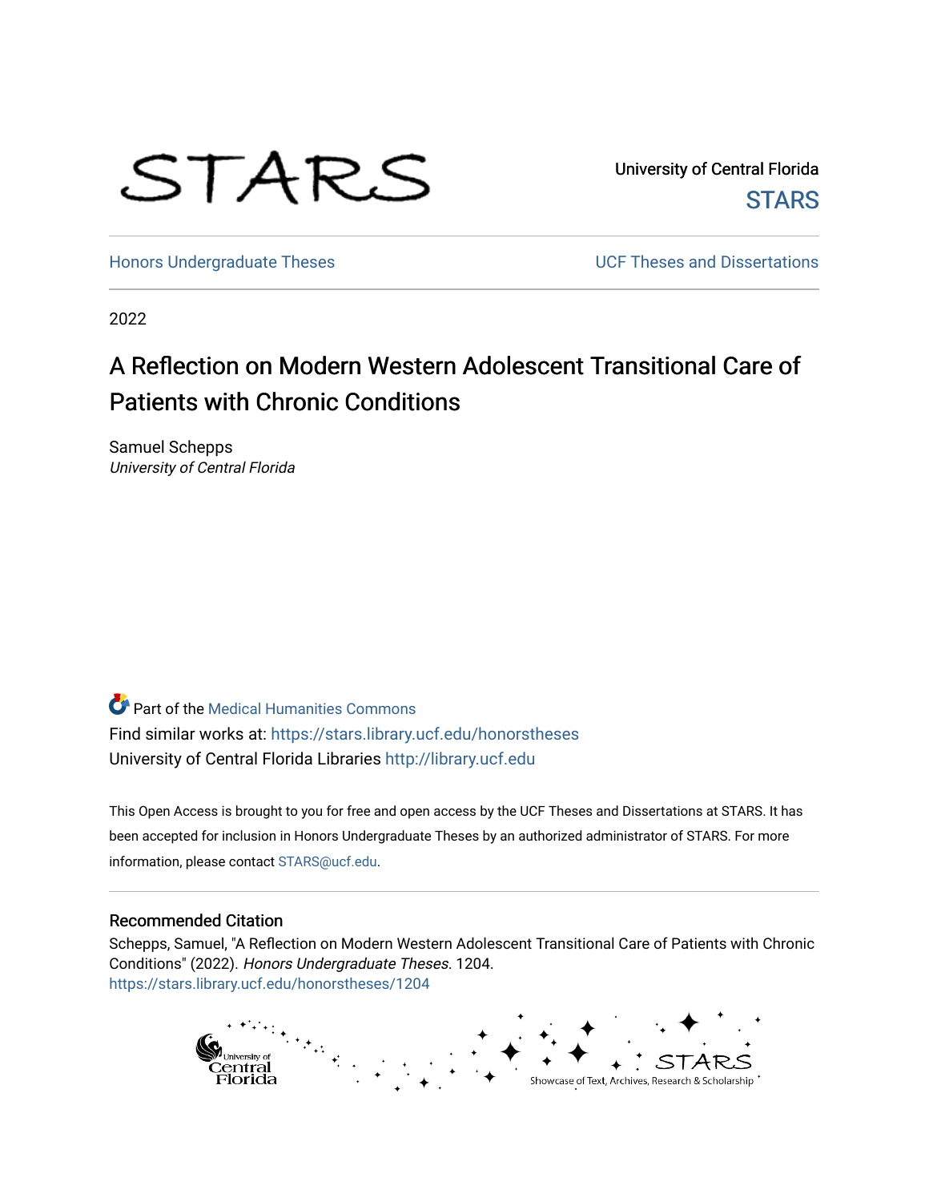STARS

University of Central Florida
STARS

Honors Undergraduate Theses

UCF Theses and Dissertations

2022

# A Reflection on Modern Western Adolescent Transitional Care of Patients with Chronic Conditions

Samuel Schepps
*University of Central Florida*

Part of the Medical Humanities Commons
Find similar works at: https://stars.library.ucf.edu/honorstheses
University of Central Florida Libraries http://library.ucf.edu

This Open Access is brought to you for free and open access by the UCF Theses and Dissertations at STARS. It has been accepted for inclusion in Honors Undergraduate Theses by an authorized administrator of STARS. For more information, please contact STARS@ucf.edu.

## Recommended Citation

Schepps, Samuel, "A Reflection on Modern Western Adolescent Transitional Care of Patients with Chronic Conditions" (2022). *Honors Undergraduate Theses*. 1204.
https://stars.library.ucf.edu/honorstheses/1204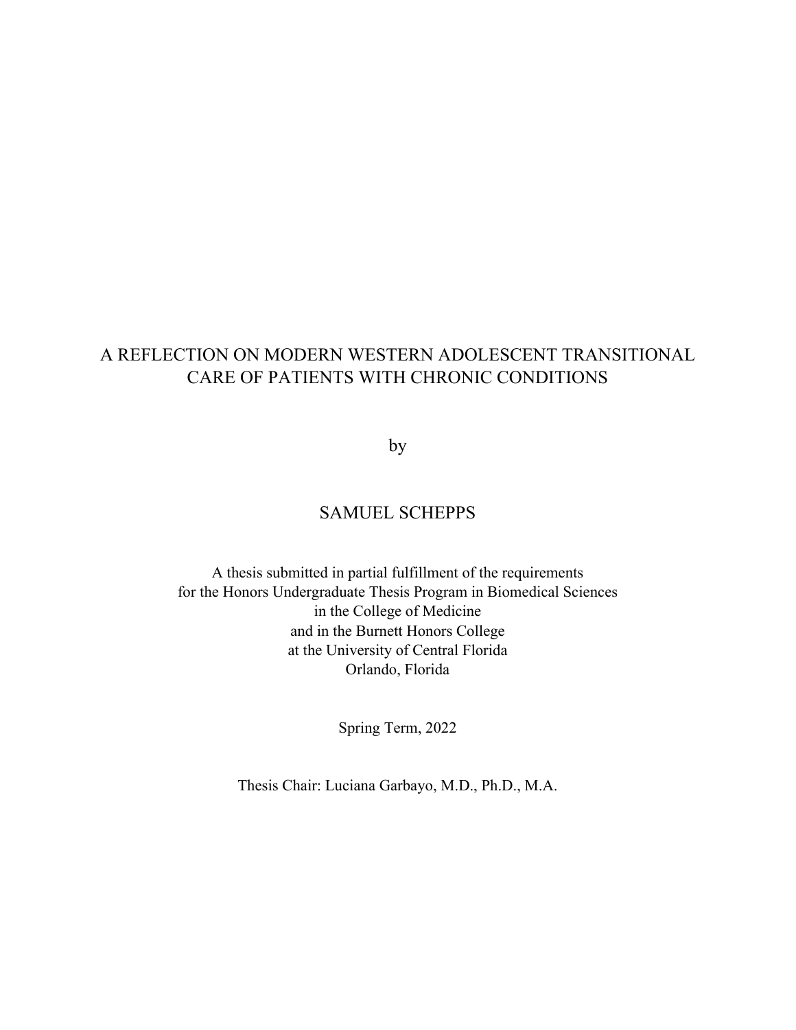# A REFLECTION ON MODERN WESTERN ADOLESCENT TRANSITIONAL CARE OF PATIENTS WITH CHRONIC CONDITIONS

by

SAMUEL SCHEPPS

A thesis submitted in partial fulfillment of the requirements
for the Honors Undergraduate Thesis Program in Biomedical Sciences
in the College of Medicine
and in the Burnett Honors College
at the University of Central Florida
Orlando, Florida

Spring Term, 2022

Thesis Chair: Luciana Garbayo, M.D., Ph.D., M.A.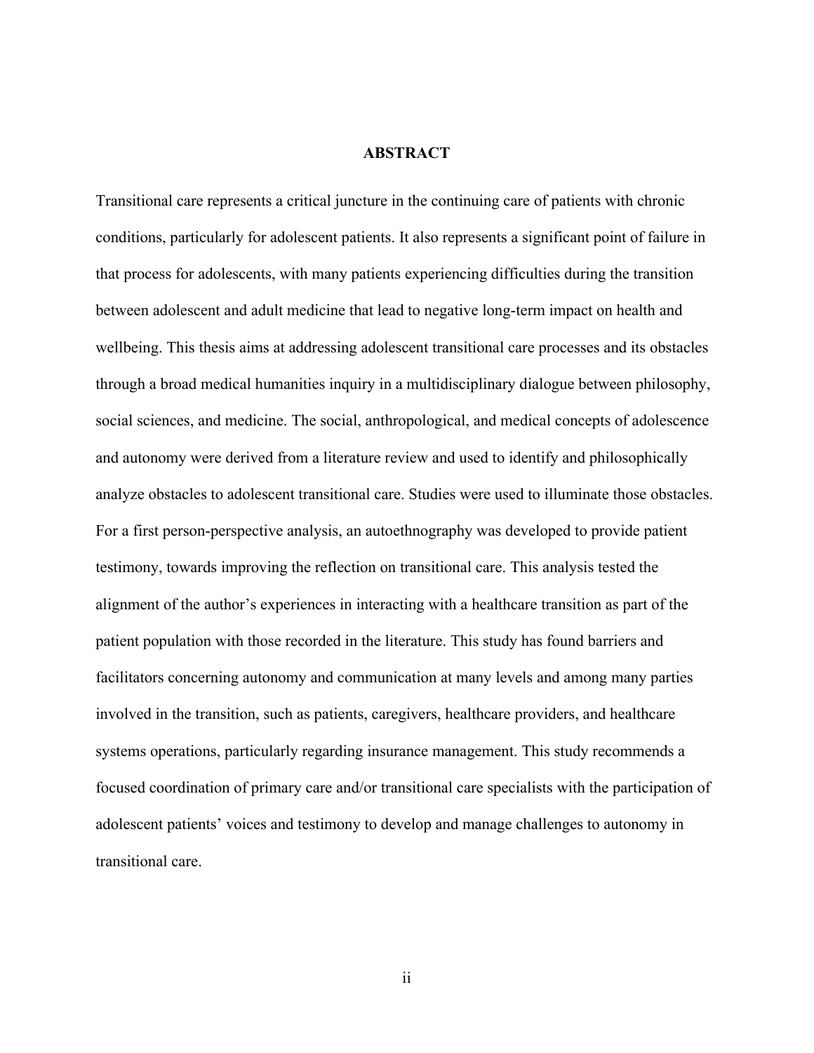# ABSTRACT

Transitional care represents a critical juncture in the continuing care of patients with chronic conditions, particularly for adolescent patients. It also represents a significant point of failure in that process for adolescents, with many patients experiencing difficulties during the transition between adolescent and adult medicine that lead to negative long-term impact on health and wellbeing. This thesis aims at addressing adolescent transitional care processes and its obstacles through a broad medical humanities inquiry in a multidisciplinary dialogue between philosophy, social sciences, and medicine. The social, anthropological, and medical concepts of adolescence and autonomy were derived from a literature review and used to identify and philosophically analyze obstacles to adolescent transitional care. Studies were used to illuminate those obstacles. For a first person-perspective analysis, an autoethnography was developed to provide patient testimony, towards improving the reflection on transitional care. This analysis tested the alignment of the author's experiences in interacting with a healthcare transition as part of the patient population with those recorded in the literature. This study has found barriers and facilitators concerning autonomy and communication at many levels and among many parties involved in the transition, such as patients, caregivers, healthcare providers, and healthcare systems operations, particularly regarding insurance management. This study recommends a focused coordination of primary care and/or transitional care specialists with the participation of adolescent patients' voices and testimony to develop and manage challenges to autonomy in transitional care.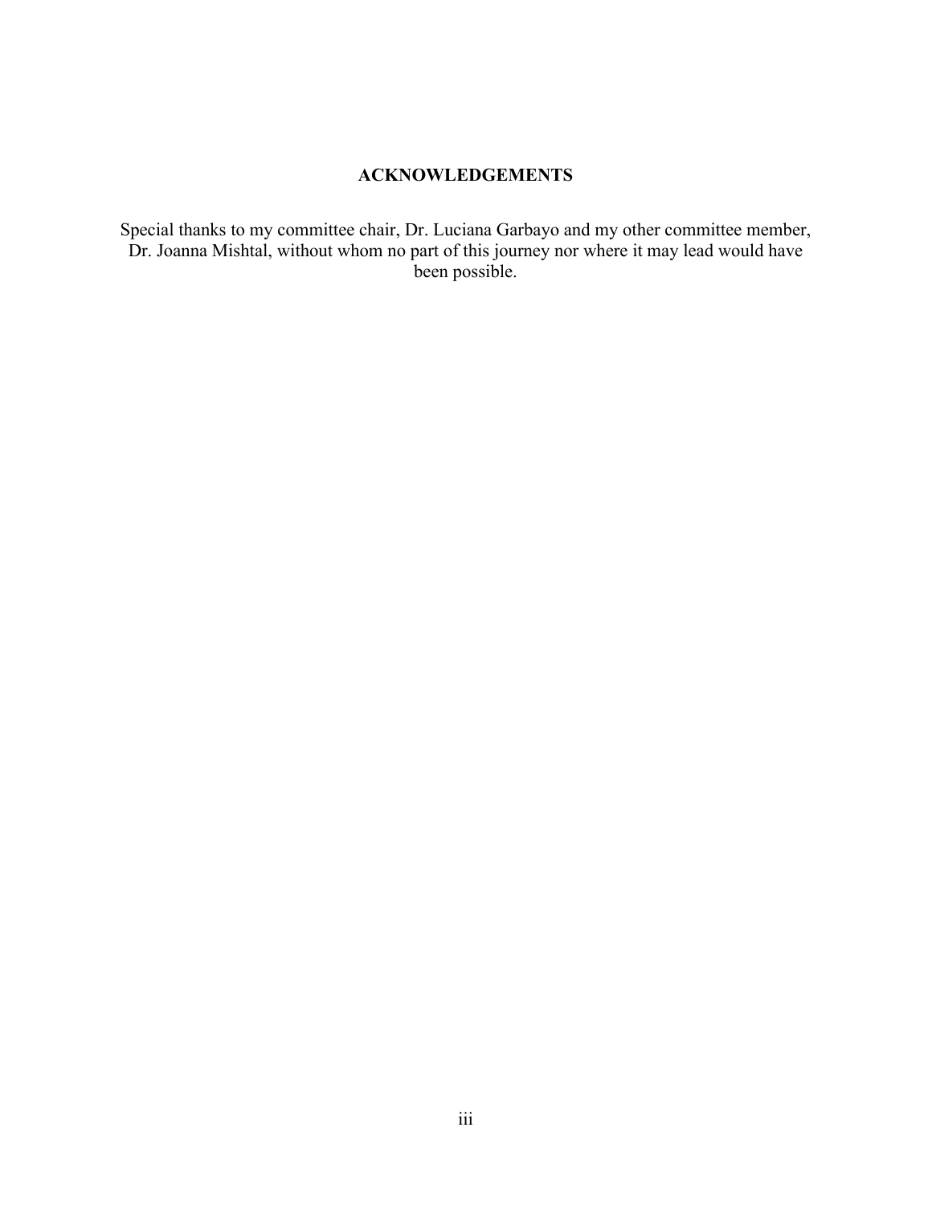## ACKNOWLEDGEMENTS

Special thanks to my committee chair, Dr. Luciana Garbayo and my other committee member, Dr. Joanna Mishtal, without whom no part of this journey nor where it may lead would have been possible.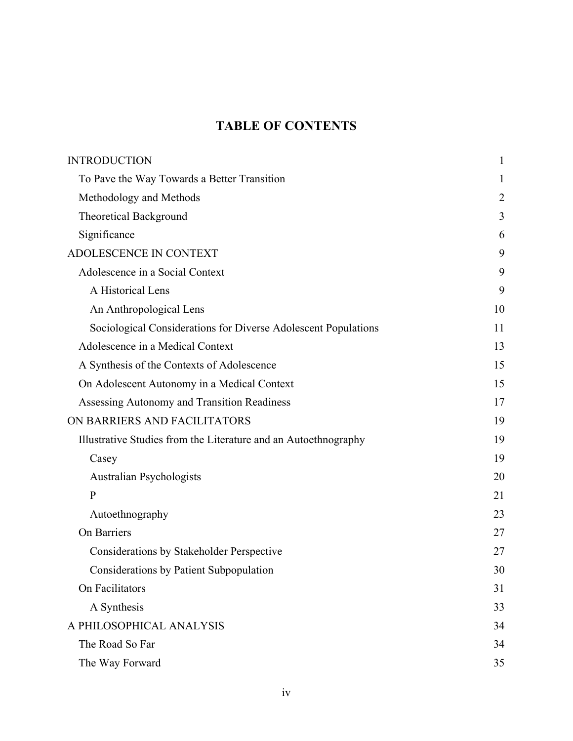# TABLE OF CONTENTS

| | |
|---|---|
| INTRODUCTION | 1 |
| To Pave the Way Towards a Better Transition | 1 |
| Methodology and Methods | 2 |
| Theoretical Background | 3 |
| Significance | 6 |
| ADOLESCENCE IN CONTEXT | 9 |
| Adolescence in a Social Context | 9 |
| A Historical Lens | 9 |
| An Anthropological Lens | 10 |
| Sociological Considerations for Diverse Adolescent Populations | 11 |
| Adolescence in a Medical Context | 13 |
| A Synthesis of the Contexts of Adolescence | 15 |
| On Adolescent Autonomy in a Medical Context | 15 |
| Assessing Autonomy and Transition Readiness | 17 |
| ON BARRIERS AND FACILITATORS | 19 |
| Illustrative Studies from the Literature and an Autoethnography | 19 |
| Casey | 19 |
| Australian Psychologists | 20 |
| P | 21 |
| Autoethnography | 23 |
| On Barriers | 27 |
| Considerations by Stakeholder Perspective | 27 |
| Considerations by Patient Subpopulation | 30 |
| On Facilitators | 31 |
| A Synthesis | 33 |
| A PHILOSOPHICAL ANALYSIS | 34 |
| The Road So Far | 34 |
| The Way Forward | 35 |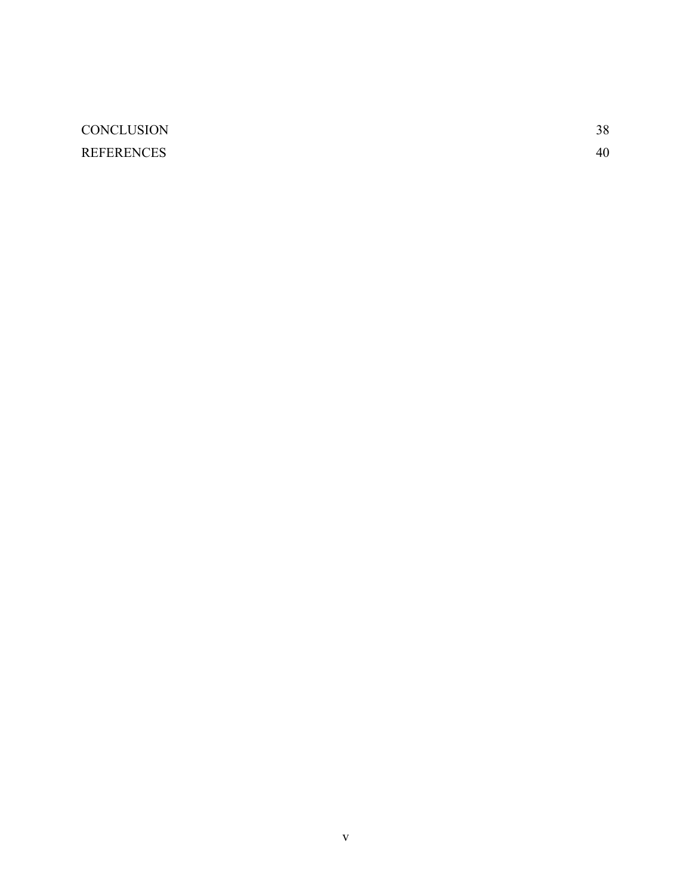CONCLUSION 38

REFERENCES 40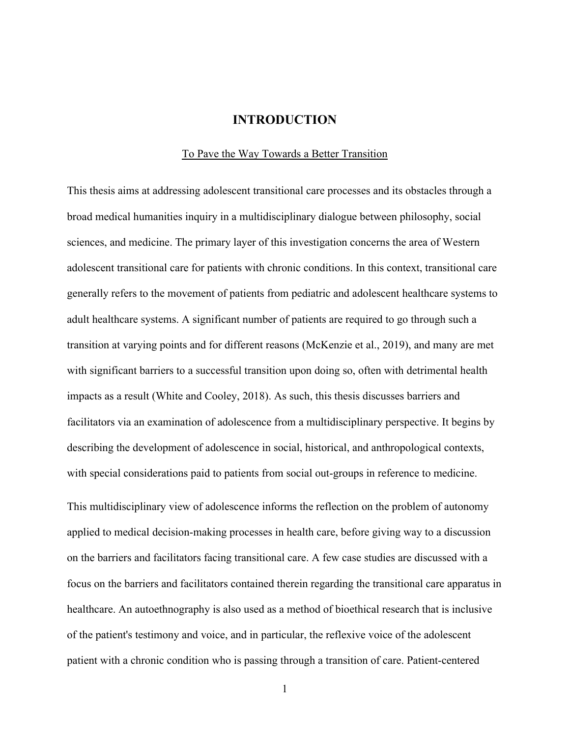# INTRODUCTION

## To Pave the Way Towards a Better Transition

This thesis aims at addressing adolescent transitional care processes and its obstacles through a broad medical humanities inquiry in a multidisciplinary dialogue between philosophy, social sciences, and medicine. The primary layer of this investigation concerns the area of Western adolescent transitional care for patients with chronic conditions. In this context, transitional care generally refers to the movement of patients from pediatric and adolescent healthcare systems to adult healthcare systems. A significant number of patients are required to go through such a transition at varying points and for different reasons (McKenzie et al., 2019), and many are met with significant barriers to a successful transition upon doing so, often with detrimental health impacts as a result (White and Cooley, 2018). As such, this thesis discusses barriers and facilitators via an examination of adolescence from a multidisciplinary perspective. It begins by describing the development of adolescence in social, historical, and anthropological contexts, with special considerations paid to patients from social out-groups in reference to medicine.

This multidisciplinary view of adolescence informs the reflection on the problem of autonomy applied to medical decision-making processes in health care, before giving way to a discussion on the barriers and facilitators facing transitional care. A few case studies are discussed with a focus on the barriers and facilitators contained therein regarding the transitional care apparatus in healthcare. An autoethnography is also used as a method of bioethical research that is inclusive of the patient's testimony and voice, and in particular, the reflexive voice of the adolescent patient with a chronic condition who is passing through a transition of care. Patient-centered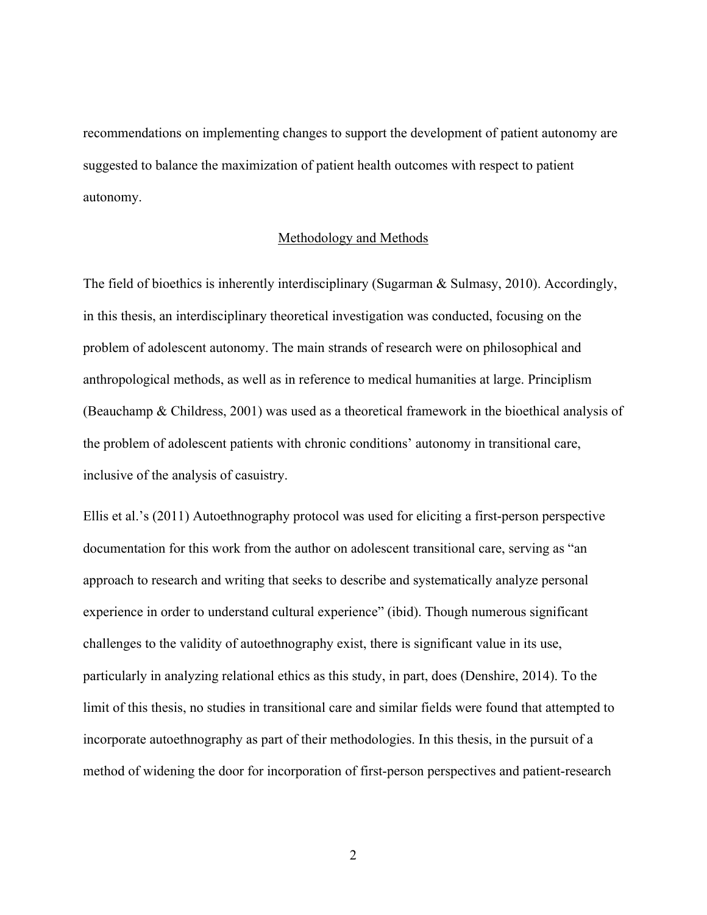recommendations on implementing changes to support the development of patient autonomy are suggested to balance the maximization of patient health outcomes with respect to patient autonomy.

## Methodology and Methods

The field of bioethics is inherently interdisciplinary (Sugarman & Sulmasy, 2010). Accordingly, in this thesis, an interdisciplinary theoretical investigation was conducted, focusing on the problem of adolescent autonomy. The main strands of research were on philosophical and anthropological methods, as well as in reference to medical humanities at large. Principlism (Beauchamp & Childress, 2001) was used as a theoretical framework in the bioethical analysis of the problem of adolescent patients with chronic conditions' autonomy in transitional care, inclusive of the analysis of casuistry.

Ellis et al.'s (2011) Autoethnography protocol was used for eliciting a first-person perspective documentation for this work from the author on adolescent transitional care, serving as "an approach to research and writing that seeks to describe and systematically analyze personal experience in order to understand cultural experience" (ibid). Though numerous significant challenges to the validity of autoethnography exist, there is significant value in its use, particularly in analyzing relational ethics as this study, in part, does (Denshire, 2014). To the limit of this thesis, no studies in transitional care and similar fields were found that attempted to incorporate autoethnography as part of their methodologies. In this thesis, in the pursuit of a method of widening the door for incorporation of first-person perspectives and patient-research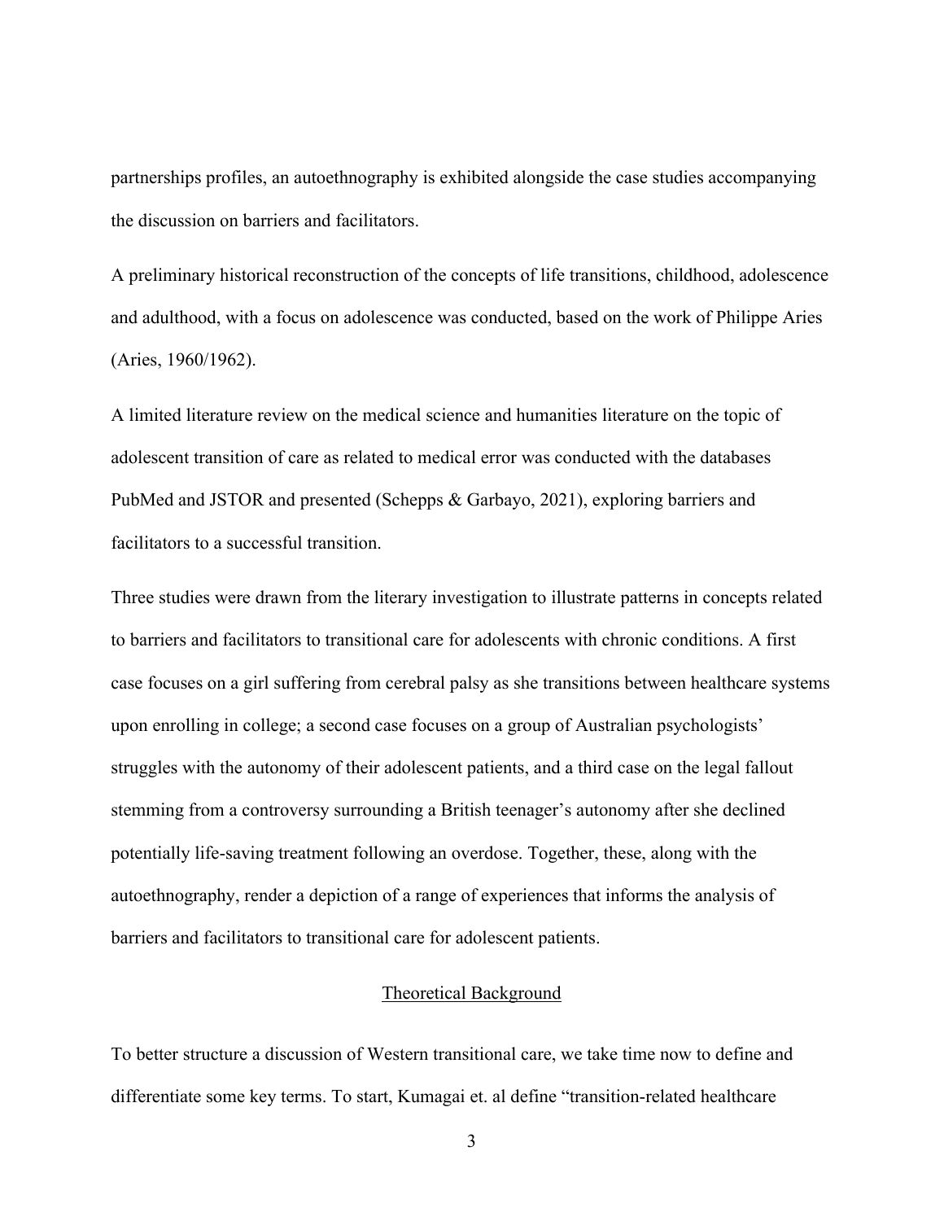partnerships profiles, an autoethnography is exhibited alongside the case studies accompanying the discussion on barriers and facilitators.

A preliminary historical reconstruction of the concepts of life transitions, childhood, adolescence and adulthood, with a focus on adolescence was conducted, based on the work of Philippe Aries (Aries, 1960/1962).

A limited literature review on the medical science and humanities literature on the topic of adolescent transition of care as related to medical error was conducted with the databases PubMed and JSTOR and presented (Schepps & Garbayo, 2021), exploring barriers and facilitators to a successful transition.

Three studies were drawn from the literary investigation to illustrate patterns in concepts related to barriers and facilitators to transitional care for adolescents with chronic conditions. A first case focuses on a girl suffering from cerebral palsy as she transitions between healthcare systems upon enrolling in college; a second case focuses on a group of Australian psychologists' struggles with the autonomy of their adolescent patients, and a third case on the legal fallout stemming from a controversy surrounding a British teenager's autonomy after she declined potentially life-saving treatment following an overdose. Together, these, along with the autoethnography, render a depiction of a range of experiences that informs the analysis of barriers and facilitators to transitional care for adolescent patients.

## Theoretical Background

To better structure a discussion of Western transitional care, we take time now to define and differentiate some key terms. To start, Kumagai et. al define "transition-related healthcare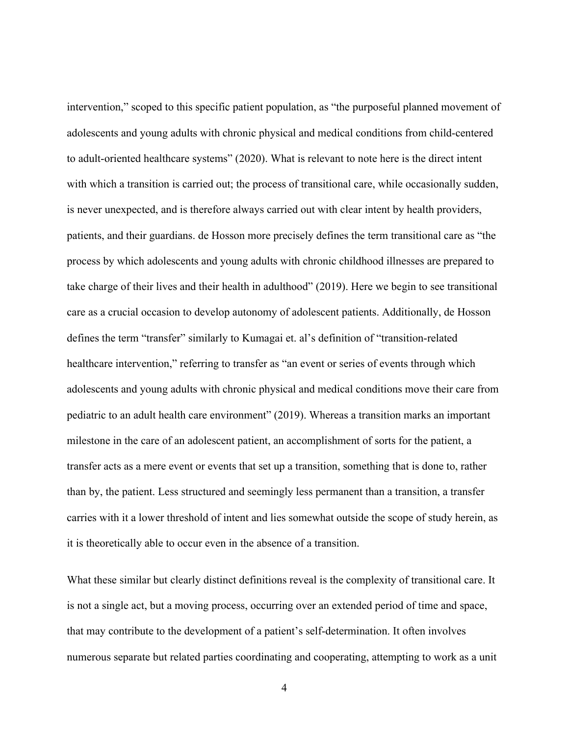intervention," scoped to this specific patient population, as "the purposeful planned movement of adolescents and young adults with chronic physical and medical conditions from child-centered to adult-oriented healthcare systems" (2020). What is relevant to note here is the direct intent with which a transition is carried out; the process of transitional care, while occasionally sudden, is never unexpected, and is therefore always carried out with clear intent by health providers, patients, and their guardians. de Hosson more precisely defines the term transitional care as "the process by which adolescents and young adults with chronic childhood illnesses are prepared to take charge of their lives and their health in adulthood" (2019). Here we begin to see transitional care as a crucial occasion to develop autonomy of adolescent patients. Additionally, de Hosson defines the term "transfer" similarly to Kumagai et. al's definition of "transition-related healthcare intervention," referring to transfer as "an event or series of events through which adolescents and young adults with chronic physical and medical conditions move their care from pediatric to an adult health care environment" (2019). Whereas a transition marks an important milestone in the care of an adolescent patient, an accomplishment of sorts for the patient, a transfer acts as a mere event or events that set up a transition, something that is done to, rather than by, the patient. Less structured and seemingly less permanent than a transition, a transfer carries with it a lower threshold of intent and lies somewhat outside the scope of study herein, as it is theoretically able to occur even in the absence of a transition.

What these similar but clearly distinct definitions reveal is the complexity of transitional care. It is not a single act, but a moving process, occurring over an extended period of time and space, that may contribute to the development of a patient's self-determination. It often involves numerous separate but related parties coordinating and cooperating, attempting to work as a unit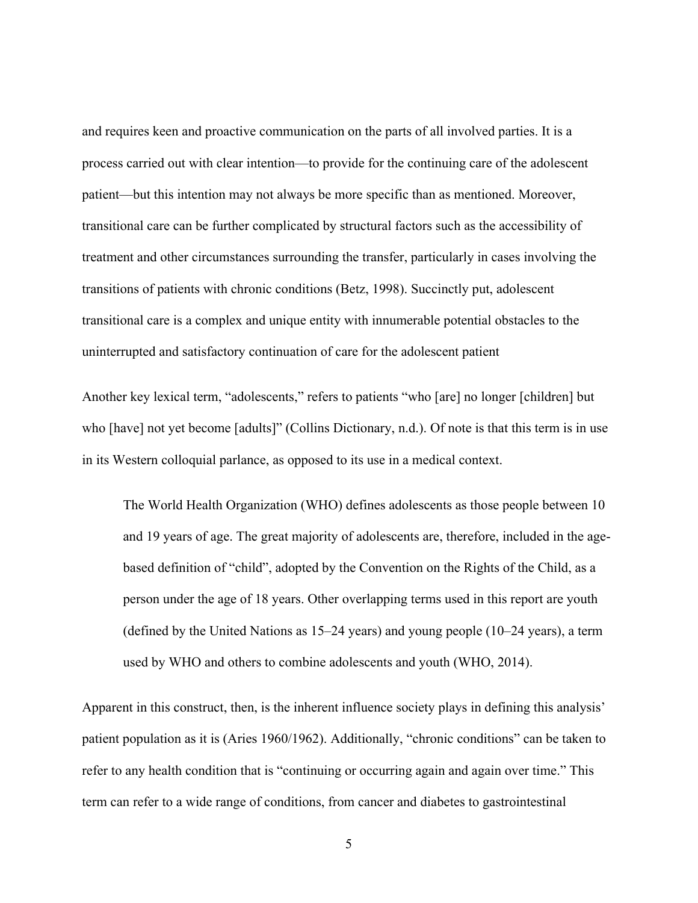and requires keen and proactive communication on the parts of all involved parties. It is a process carried out with clear intention—to provide for the continuing care of the adolescent patient—but this intention may not always be more specific than as mentioned. Moreover, transitional care can be further complicated by structural factors such as the accessibility of treatment and other circumstances surrounding the transfer, particularly in cases involving the transitions of patients with chronic conditions (Betz, 1998). Succinctly put, adolescent transitional care is a complex and unique entity with innumerable potential obstacles to the uninterrupted and satisfactory continuation of care for the adolescent patient

Another key lexical term, "adolescents," refers to patients "who [are] no longer [children] but who [have] not yet become [adults]" (Collins Dictionary, n.d.). Of note is that this term is in use in its Western colloquial parlance, as opposed to its use in a medical context.

> The World Health Organization (WHO) defines adolescents as those people between 10 and 19 years of age. The great majority of adolescents are, therefore, included in the age-based definition of "child", adopted by the Convention on the Rights of the Child, as a person under the age of 18 years. Other overlapping terms used in this report are youth (defined by the United Nations as 15–24 years) and young people (10–24 years), a term used by WHO and others to combine adolescents and youth (WHO, 2014).

Apparent in this construct, then, is the inherent influence society plays in defining this analysis' patient population as it is (Aries 1960/1962). Additionally, "chronic conditions" can be taken to refer to any health condition that is "continuing or occurring again and again over time." This term can refer to a wide range of conditions, from cancer and diabetes to gastrointestinal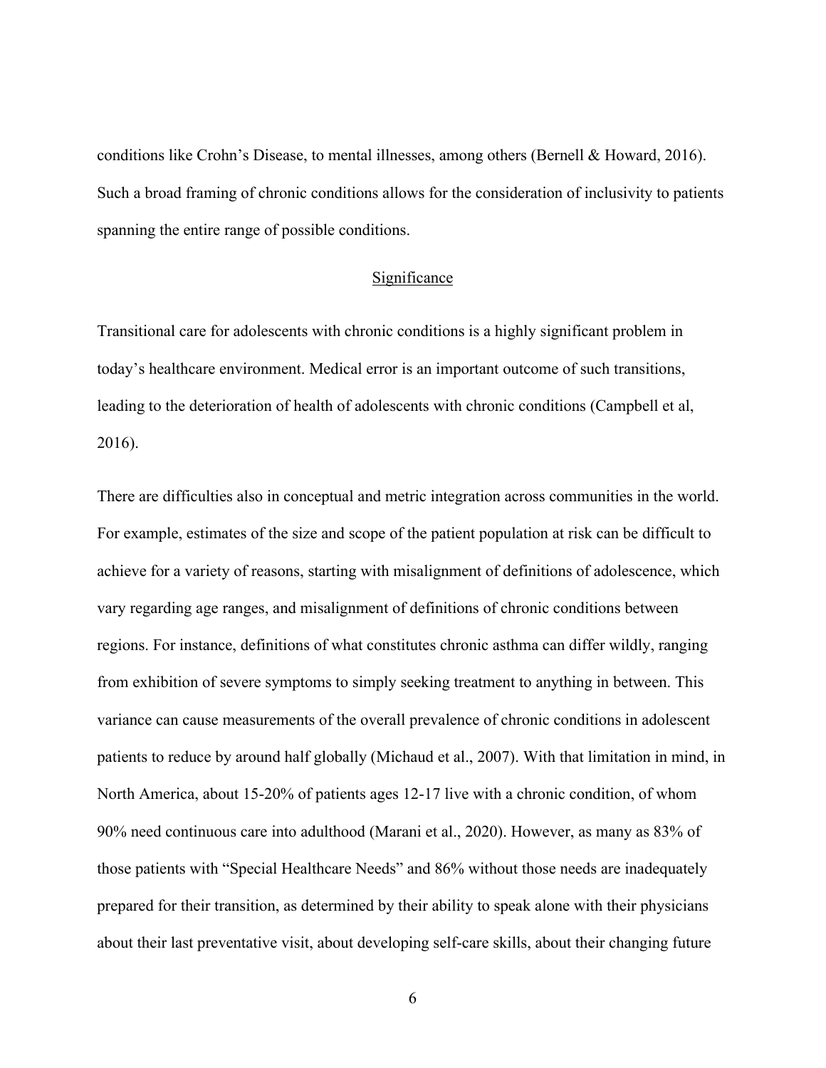conditions like Crohn's Disease, to mental illnesses, among others (Bernell & Howard, 2016). Such a broad framing of chronic conditions allows for the consideration of inclusivity to patients spanning the entire range of possible conditions.

## Significance

Transitional care for adolescents with chronic conditions is a highly significant problem in today's healthcare environment. Medical error is an important outcome of such transitions, leading to the deterioration of health of adolescents with chronic conditions (Campbell et al, 2016).

There are difficulties also in conceptual and metric integration across communities in the world. For example, estimates of the size and scope of the patient population at risk can be difficult to achieve for a variety of reasons, starting with misalignment of definitions of adolescence, which vary regarding age ranges, and misalignment of definitions of chronic conditions between regions. For instance, definitions of what constitutes chronic asthma can differ wildly, ranging from exhibition of severe symptoms to simply seeking treatment to anything in between. This variance can cause measurements of the overall prevalence of chronic conditions in adolescent patients to reduce by around half globally (Michaud et al., 2007). With that limitation in mind, in North America, about 15-20% of patients ages 12-17 live with a chronic condition, of whom 90% need continuous care into adulthood (Marani et al., 2020). However, as many as 83% of those patients with "Special Healthcare Needs" and 86% without those needs are inadequately prepared for their transition, as determined by their ability to speak alone with their physicians about their last preventative visit, about developing self-care skills, about their changing future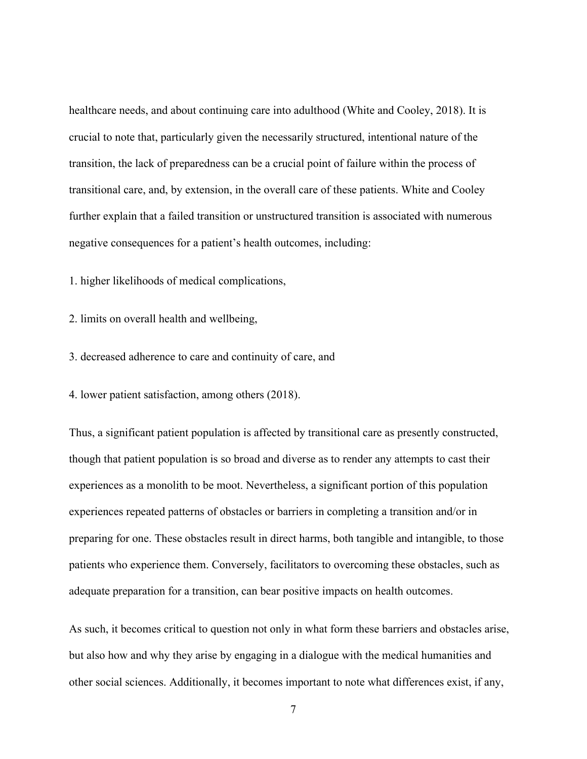healthcare needs, and about continuing care into adulthood (White and Cooley, 2018). It is crucial to note that, particularly given the necessarily structured, intentional nature of the transition, the lack of preparedness can be a crucial point of failure within the process of transitional care, and, by extension, in the overall care of these patients. White and Cooley further explain that a failed transition or unstructured transition is associated with numerous negative consequences for a patient's health outcomes, including:

1. higher likelihoods of medical complications,
2. limits on overall health and wellbeing,
3. decreased adherence to care and continuity of care, and
4. lower patient satisfaction, among others (2018).

Thus, a significant patient population is affected by transitional care as presently constructed, though that patient population is so broad and diverse as to render any attempts to cast their experiences as a monolith to be moot. Nevertheless, a significant portion of this population experiences repeated patterns of obstacles or barriers in completing a transition and/or in preparing for one. These obstacles result in direct harms, both tangible and intangible, to those patients who experience them. Conversely, facilitators to overcoming these obstacles, such as adequate preparation for a transition, can bear positive impacts on health outcomes.

As such, it becomes critical to question not only in what form these barriers and obstacles arise, but also how and why they arise by engaging in a dialogue with the medical humanities and other social sciences. Additionally, it becomes important to note what differences exist, if any,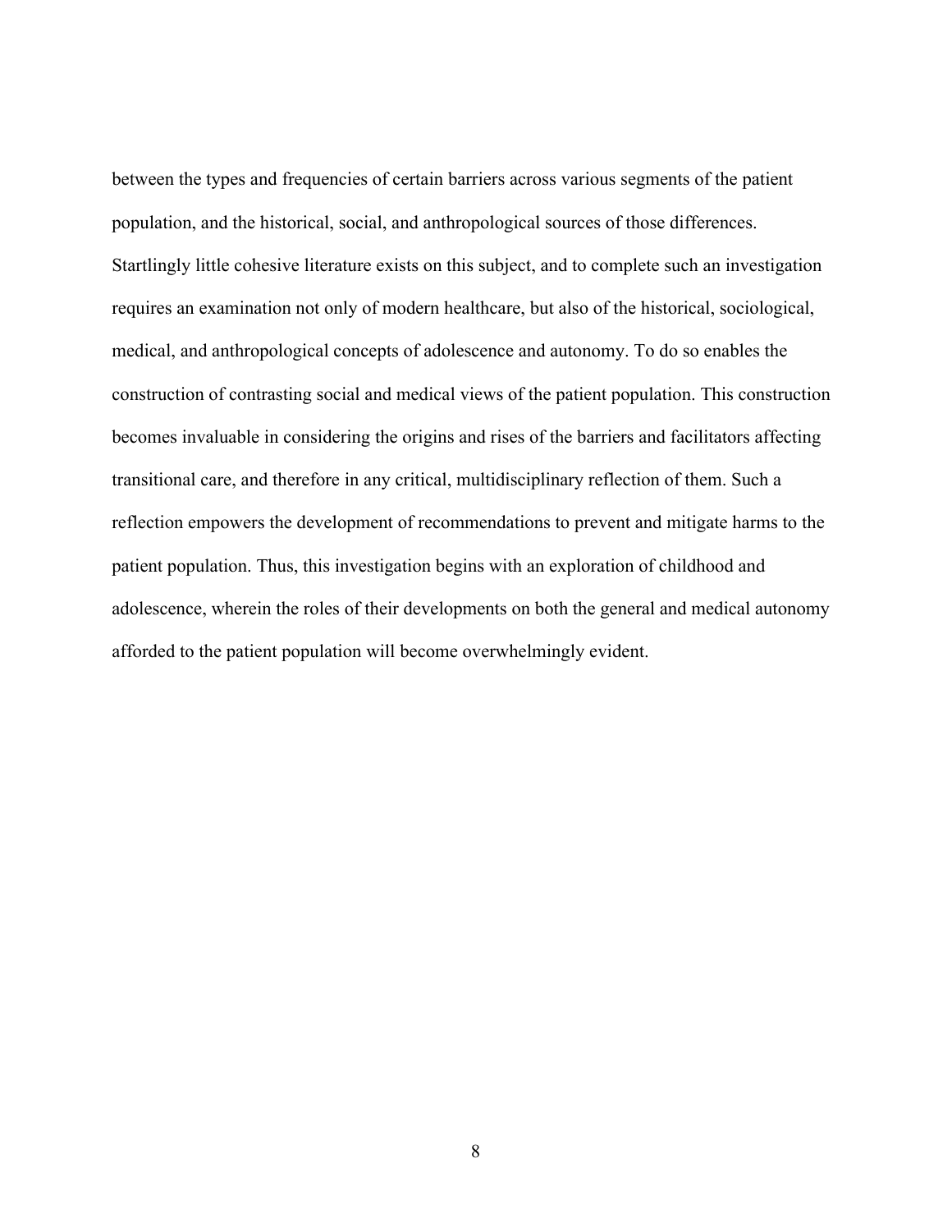between the types and frequencies of certain barriers across various segments of the patient population, and the historical, social, and anthropological sources of those differences. Startlingly little cohesive literature exists on this subject, and to complete such an investigation requires an examination not only of modern healthcare, but also of the historical, sociological, medical, and anthropological concepts of adolescence and autonomy. To do so enables the construction of contrasting social and medical views of the patient population. This construction becomes invaluable in considering the origins and rises of the barriers and facilitators affecting transitional care, and therefore in any critical, multidisciplinary reflection of them. Such a reflection empowers the development of recommendations to prevent and mitigate harms to the patient population. Thus, this investigation begins with an exploration of childhood and adolescence, wherein the roles of their developments on both the general and medical autonomy afforded to the patient population will become overwhelmingly evident.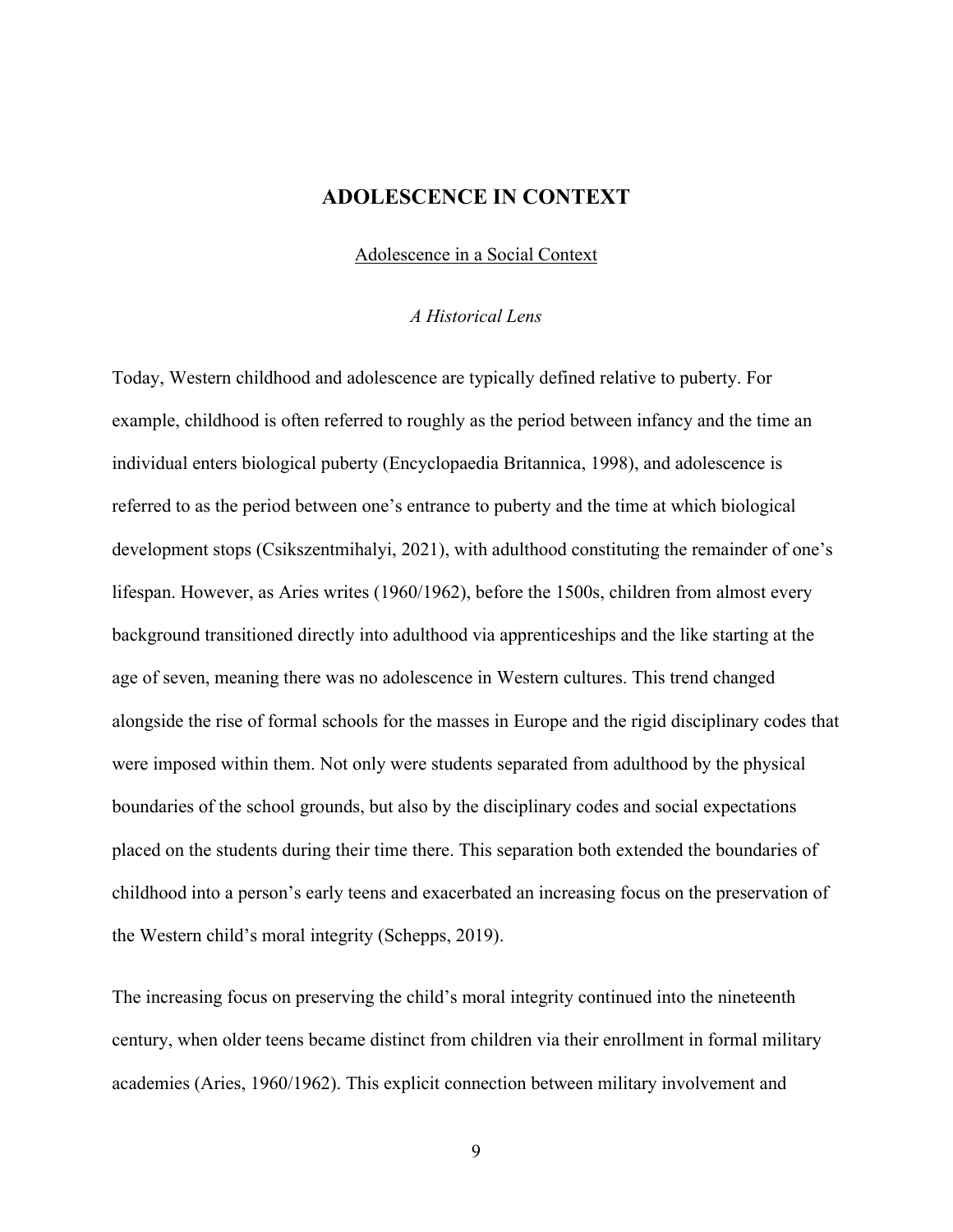# ADOLESCENCE IN CONTEXT

## Adolescence in a Social Context

### *A Historical Lens*

Today, Western childhood and adolescence are typically defined relative to puberty. For example, childhood is often referred to roughly as the period between infancy and the time an individual enters biological puberty (Encyclopaedia Britannica, 1998), and adolescence is referred to as the period between one's entrance to puberty and the time at which biological development stops (Csikszentmihalyi, 2021), with adulthood constituting the remainder of one's lifespan. However, as Aries writes (1960/1962), before the 1500s, children from almost every background transitioned directly into adulthood via apprenticeships and the like starting at the age of seven, meaning there was no adolescence in Western cultures. This trend changed alongside the rise of formal schools for the masses in Europe and the rigid disciplinary codes that were imposed within them. Not only were students separated from adulthood by the physical boundaries of the school grounds, but also by the disciplinary codes and social expectations placed on the students during their time there. This separation both extended the boundaries of childhood into a person's early teens and exacerbated an increasing focus on the preservation of the Western child's moral integrity (Schepps, 2019).

The increasing focus on preserving the child's moral integrity continued into the nineteenth century, when older teens became distinct from children via their enrollment in formal military academies (Aries, 1960/1962). This explicit connection between military involvement and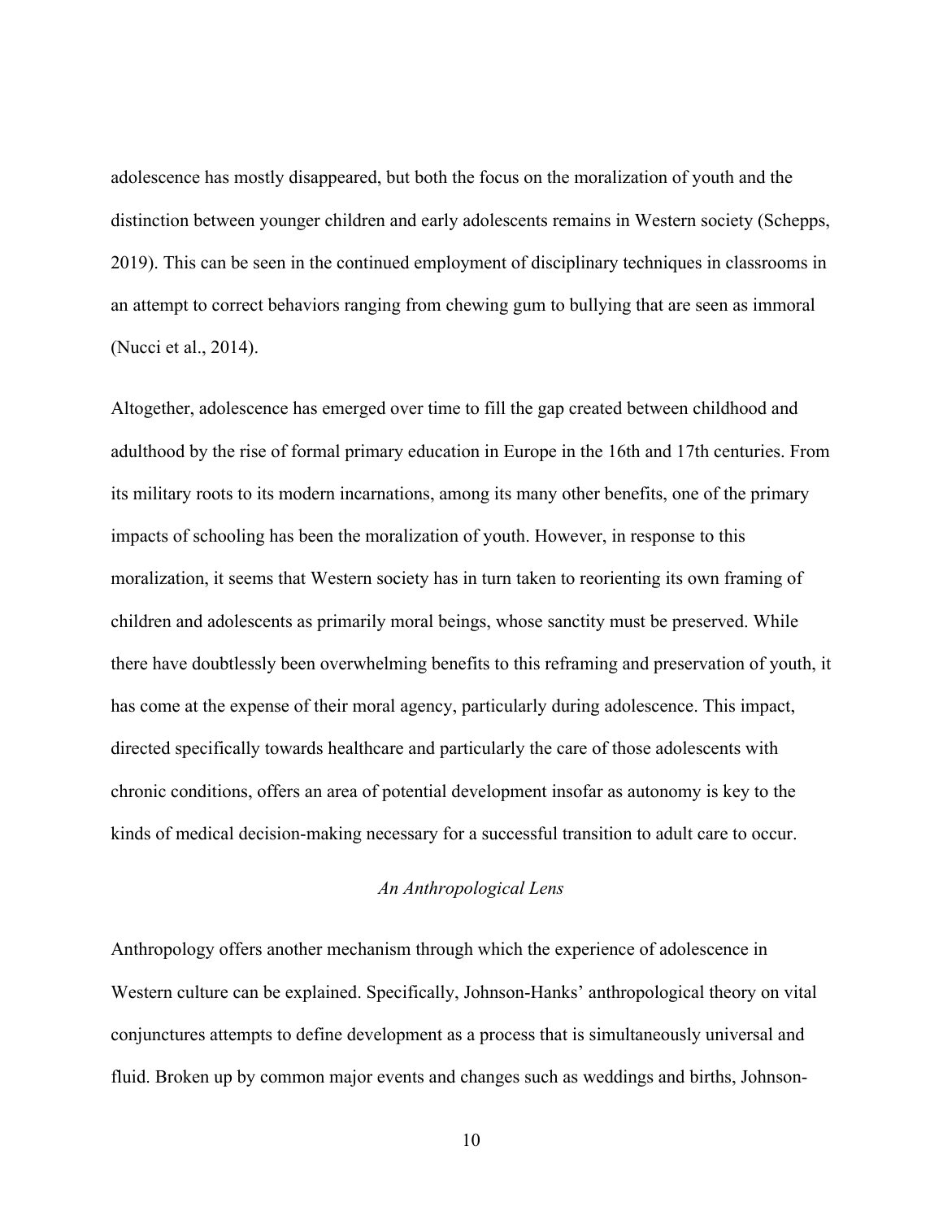adolescence has mostly disappeared, but both the focus on the moralization of youth and the distinction between younger children and early adolescents remains in Western society (Schepps, 2019). This can be seen in the continued employment of disciplinary techniques in classrooms in an attempt to correct behaviors ranging from chewing gum to bullying that are seen as immoral (Nucci et al., 2014).

Altogether, adolescence has emerged over time to fill the gap created between childhood and adulthood by the rise of formal primary education in Europe in the 16th and 17th centuries. From its military roots to its modern incarnations, among its many other benefits, one of the primary impacts of schooling has been the moralization of youth. However, in response to this moralization, it seems that Western society has in turn taken to reorienting its own framing of children and adolescents as primarily moral beings, whose sanctity must be preserved. While there have doubtlessly been overwhelming benefits to this reframing and preservation of youth, it has come at the expense of their moral agency, particularly during adolescence. This impact, directed specifically towards healthcare and particularly the care of those adolescents with chronic conditions, offers an area of potential development insofar as autonomy is key to the kinds of medical decision-making necessary for a successful transition to adult care to occur.

### *An Anthropological Lens*

Anthropology offers another mechanism through which the experience of adolescence in Western culture can be explained. Specifically, Johnson-Hanks' anthropological theory on vital conjunctures attempts to define development as a process that is simultaneously universal and fluid. Broken up by common major events and changes such as weddings and births, Johnson-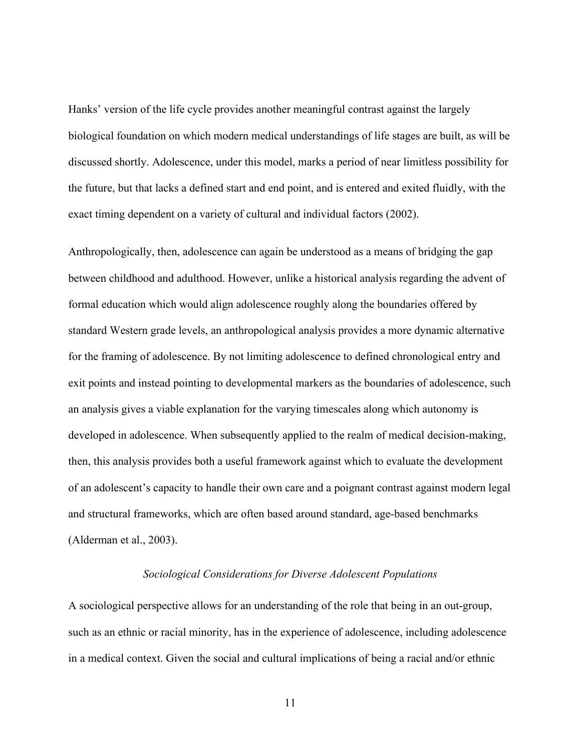Hanks' version of the life cycle provides another meaningful contrast against the largely biological foundation on which modern medical understandings of life stages are built, as will be discussed shortly. Adolescence, under this model, marks a period of near limitless possibility for the future, but that lacks a defined start and end point, and is entered and exited fluidly, with the exact timing dependent on a variety of cultural and individual factors (2002).

Anthropologically, then, adolescence can again be understood as a means of bridging the gap between childhood and adulthood. However, unlike a historical analysis regarding the advent of formal education which would align adolescence roughly along the boundaries offered by standard Western grade levels, an anthropological analysis provides a more dynamic alternative for the framing of adolescence. By not limiting adolescence to defined chronological entry and exit points and instead pointing to developmental markers as the boundaries of adolescence, such an analysis gives a viable explanation for the varying timescales along which autonomy is developed in adolescence. When subsequently applied to the realm of medical decision-making, then, this analysis provides both a useful framework against which to evaluate the development of an adolescent's capacity to handle their own care and a poignant contrast against modern legal and structural frameworks, which are often based around standard, age-based benchmarks (Alderman et al., 2003).

### *Sociological Considerations for Diverse Adolescent Populations*

A sociological perspective allows for an understanding of the role that being in an out-group, such as an ethnic or racial minority, has in the experience of adolescence, including adolescence in a medical context. Given the social and cultural implications of being a racial and/or ethnic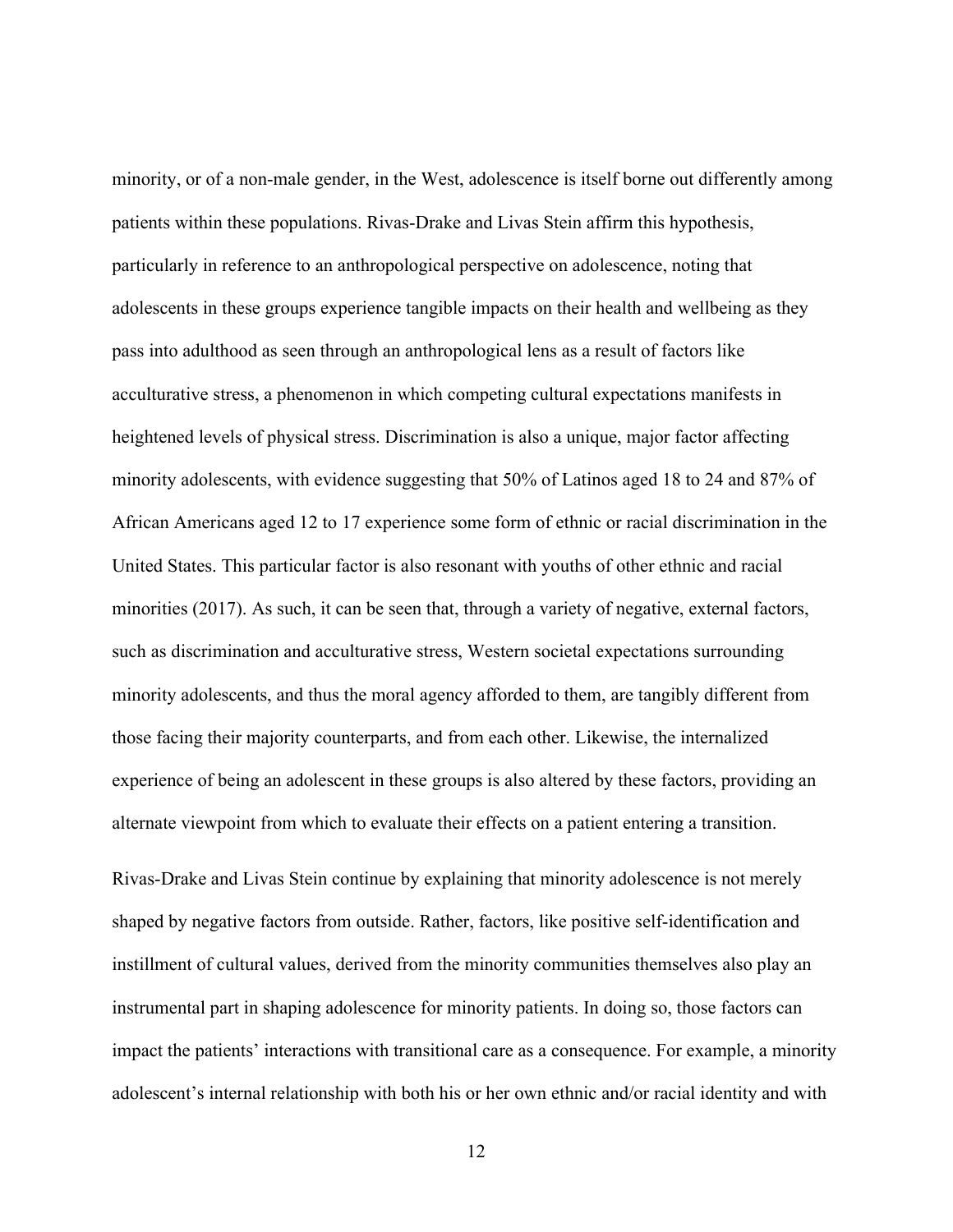minority, or of a non-male gender, in the West, adolescence is itself borne out differently among patients within these populations. Rivas-Drake and Livas Stein affirm this hypothesis, particularly in reference to an anthropological perspective on adolescence, noting that adolescents in these groups experience tangible impacts on their health and wellbeing as they pass into adulthood as seen through an anthropological lens as a result of factors like acculturative stress, a phenomenon in which competing cultural expectations manifests in heightened levels of physical stress. Discrimination is also a unique, major factor affecting minority adolescents, with evidence suggesting that 50% of Latinos aged 18 to 24 and 87% of African Americans aged 12 to 17 experience some form of ethnic or racial discrimination in the United States. This particular factor is also resonant with youths of other ethnic and racial minorities (2017). As such, it can be seen that, through a variety of negative, external factors, such as discrimination and acculturative stress, Western societal expectations surrounding minority adolescents, and thus the moral agency afforded to them, are tangibly different from those facing their majority counterparts, and from each other. Likewise, the internalized experience of being an adolescent in these groups is also altered by these factors, providing an alternate viewpoint from which to evaluate their effects on a patient entering a transition.

Rivas-Drake and Livas Stein continue by explaining that minority adolescence is not merely shaped by negative factors from outside. Rather, factors, like positive self-identification and instillment of cultural values, derived from the minority communities themselves also play an instrumental part in shaping adolescence for minority patients. In doing so, those factors can impact the patients' interactions with transitional care as a consequence. For example, a minority adolescent's internal relationship with both his or her own ethnic and/or racial identity and with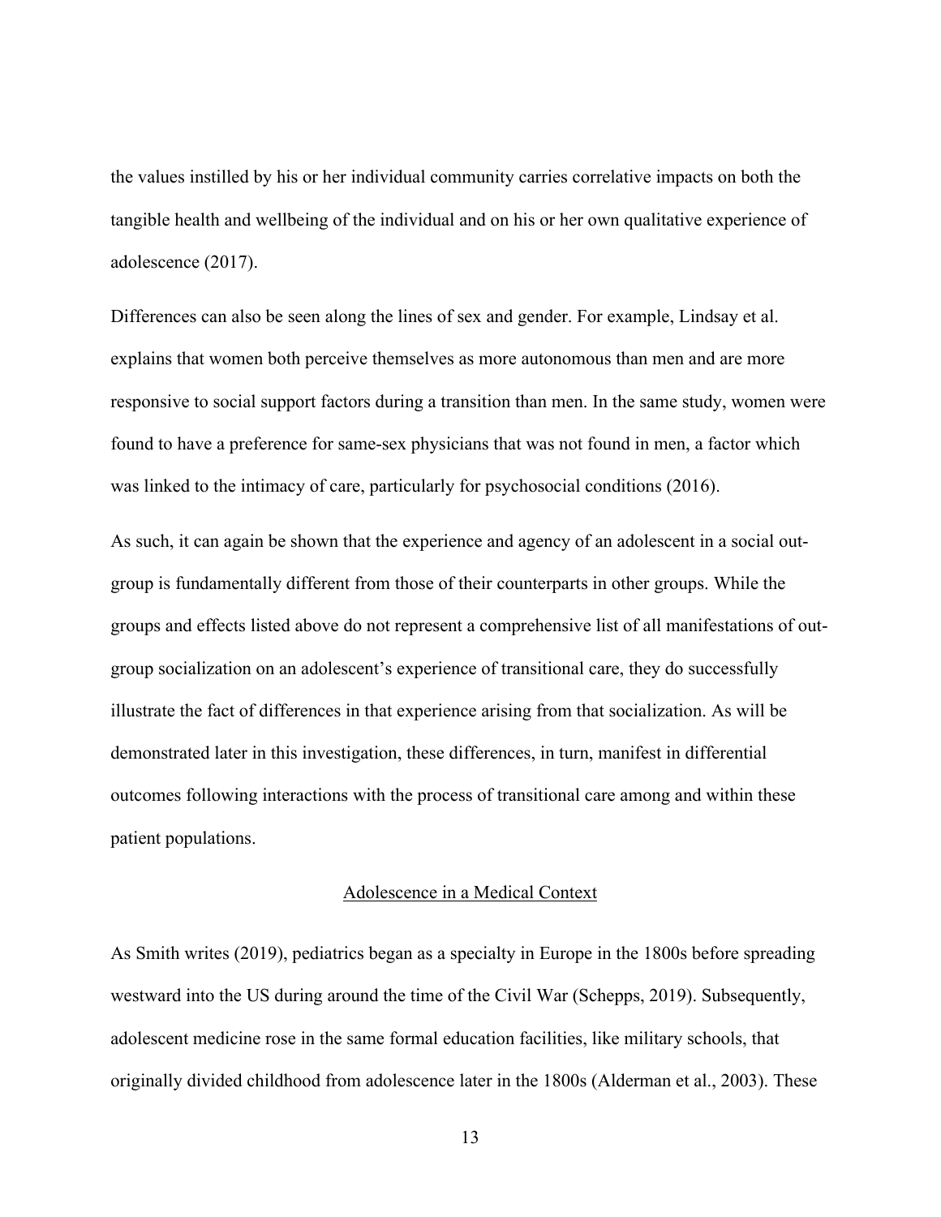the values instilled by his or her individual community carries correlative impacts on both the tangible health and wellbeing of the individual and on his or her own qualitative experience of adolescence (2017).

Differences can also be seen along the lines of sex and gender. For example, Lindsay et al. explains that women both perceive themselves as more autonomous than men and are more responsive to social support factors during a transition than men. In the same study, women were found to have a preference for same-sex physicians that was not found in men, a factor which was linked to the intimacy of care, particularly for psychosocial conditions (2016).

As such, it can again be shown that the experience and agency of an adolescent in a social out-group is fundamentally different from those of their counterparts in other groups. While the groups and effects listed above do not represent a comprehensive list of all manifestations of out-group socialization on an adolescent's experience of transitional care, they do successfully illustrate the fact of differences in that experience arising from that socialization. As will be demonstrated later in this investigation, these differences, in turn, manifest in differential outcomes following interactions with the process of transitional care among and within these patient populations.

## Adolescence in a Medical Context

As Smith writes (2019), pediatrics began as a specialty in Europe in the 1800s before spreading westward into the US during around the time of the Civil War (Schepps, 2019). Subsequently, adolescent medicine rose in the same formal education facilities, like military schools, that originally divided childhood from adolescence later in the 1800s (Alderman et al., 2003). These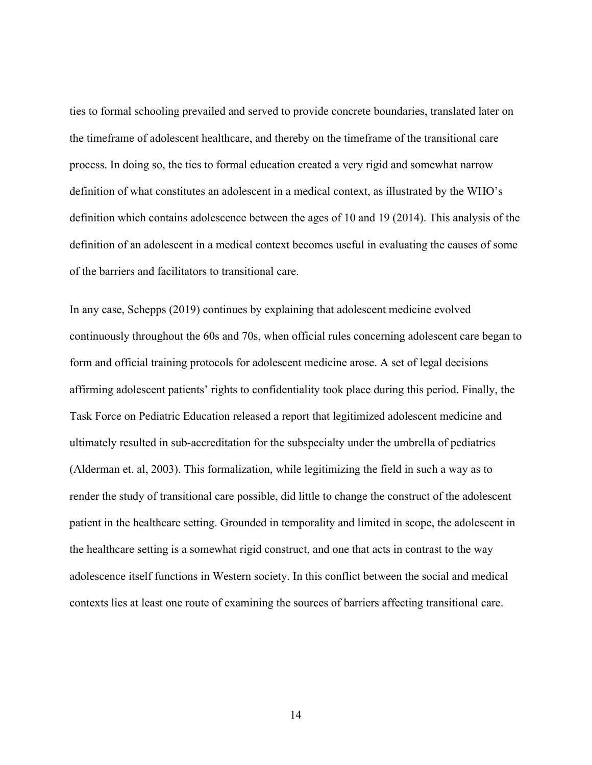ties to formal schooling prevailed and served to provide concrete boundaries, translated later on the timeframe of adolescent healthcare, and thereby on the timeframe of the transitional care process. In doing so, the ties to formal education created a very rigid and somewhat narrow definition of what constitutes an adolescent in a medical context, as illustrated by the WHO's definition which contains adolescence between the ages of 10 and 19 (2014). This analysis of the definition of an adolescent in a medical context becomes useful in evaluating the causes of some of the barriers and facilitators to transitional care.

In any case, Schepps (2019) continues by explaining that adolescent medicine evolved continuously throughout the 60s and 70s, when official rules concerning adolescent care began to form and official training protocols for adolescent medicine arose. A set of legal decisions affirming adolescent patients' rights to confidentiality took place during this period. Finally, the Task Force on Pediatric Education released a report that legitimized adolescent medicine and ultimately resulted in sub-accreditation for the subspecialty under the umbrella of pediatrics (Alderman et. al, 2003). This formalization, while legitimizing the field in such a way as to render the study of transitional care possible, did little to change the construct of the adolescent patient in the healthcare setting. Grounded in temporality and limited in scope, the adolescent in the healthcare setting is a somewhat rigid construct, and one that acts in contrast to the way adolescence itself functions in Western society. In this conflict between the social and medical contexts lies at least one route of examining the sources of barriers affecting transitional care.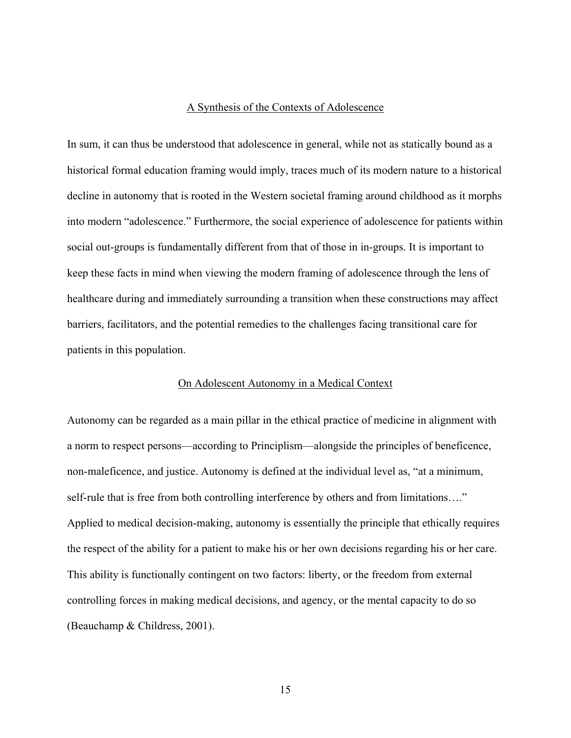## A Synthesis of the Contexts of Adolescence

In sum, it can thus be understood that adolescence in general, while not as statically bound as a historical formal education framing would imply, traces much of its modern nature to a historical decline in autonomy that is rooted in the Western societal framing around childhood as it morphs into modern "adolescence." Furthermore, the social experience of adolescence for patients within social out-groups is fundamentally different from that of those in in-groups. It is important to keep these facts in mind when viewing the modern framing of adolescence through the lens of healthcare during and immediately surrounding a transition when these constructions may affect barriers, facilitators, and the potential remedies to the challenges facing transitional care for patients in this population.

## On Adolescent Autonomy in a Medical Context

Autonomy can be regarded as a main pillar in the ethical practice of medicine in alignment with a norm to respect persons—according to Principlism—alongside the principles of beneficence, non-maleficence, and justice. Autonomy is defined at the individual level as, "at a minimum, self-rule that is free from both controlling interference by others and from limitations…." Applied to medical decision-making, autonomy is essentially the principle that ethically requires the respect of the ability for a patient to make his or her own decisions regarding his or her care. This ability is functionally contingent on two factors: liberty, or the freedom from external controlling forces in making medical decisions, and agency, or the mental capacity to do so (Beauchamp & Childress, 2001).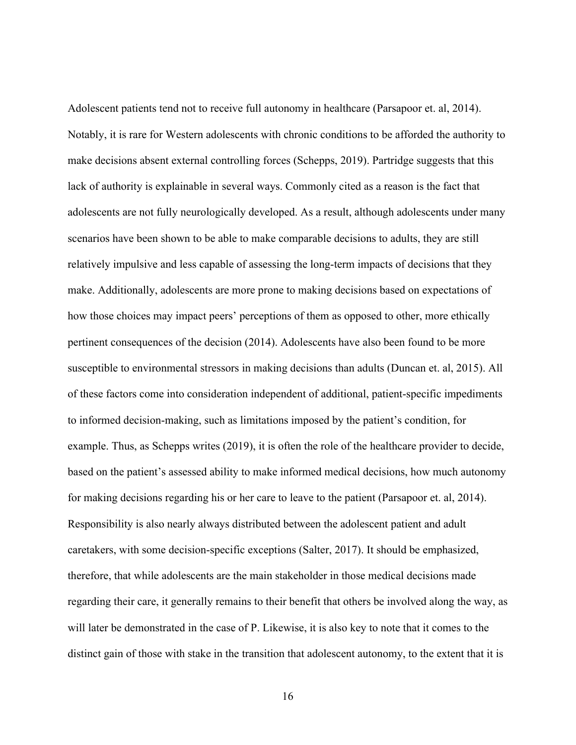Adolescent patients tend not to receive full autonomy in healthcare (Parsapoor et. al, 2014). Notably, it is rare for Western adolescents with chronic conditions to be afforded the authority to make decisions absent external controlling forces (Schepps, 2019). Partridge suggests that this lack of authority is explainable in several ways. Commonly cited as a reason is the fact that adolescents are not fully neurologically developed. As a result, although adolescents under many scenarios have been shown to be able to make comparable decisions to adults, they are still relatively impulsive and less capable of assessing the long-term impacts of decisions that they make. Additionally, adolescents are more prone to making decisions based on expectations of how those choices may impact peers' perceptions of them as opposed to other, more ethically pertinent consequences of the decision (2014). Adolescents have also been found to be more susceptible to environmental stressors in making decisions than adults (Duncan et. al, 2015). All of these factors come into consideration independent of additional, patient-specific impediments to informed decision-making, such as limitations imposed by the patient's condition, for example. Thus, as Schepps writes (2019), it is often the role of the healthcare provider to decide, based on the patient's assessed ability to make informed medical decisions, how much autonomy for making decisions regarding his or her care to leave to the patient (Parsapoor et. al, 2014). Responsibility is also nearly always distributed between the adolescent patient and adult caretakers, with some decision-specific exceptions (Salter, 2017). It should be emphasized, therefore, that while adolescents are the main stakeholder in those medical decisions made regarding their care, it generally remains to their benefit that others be involved along the way, as will later be demonstrated in the case of P. Likewise, it is also key to note that it comes to the distinct gain of those with stake in the transition that adolescent autonomy, to the extent that it is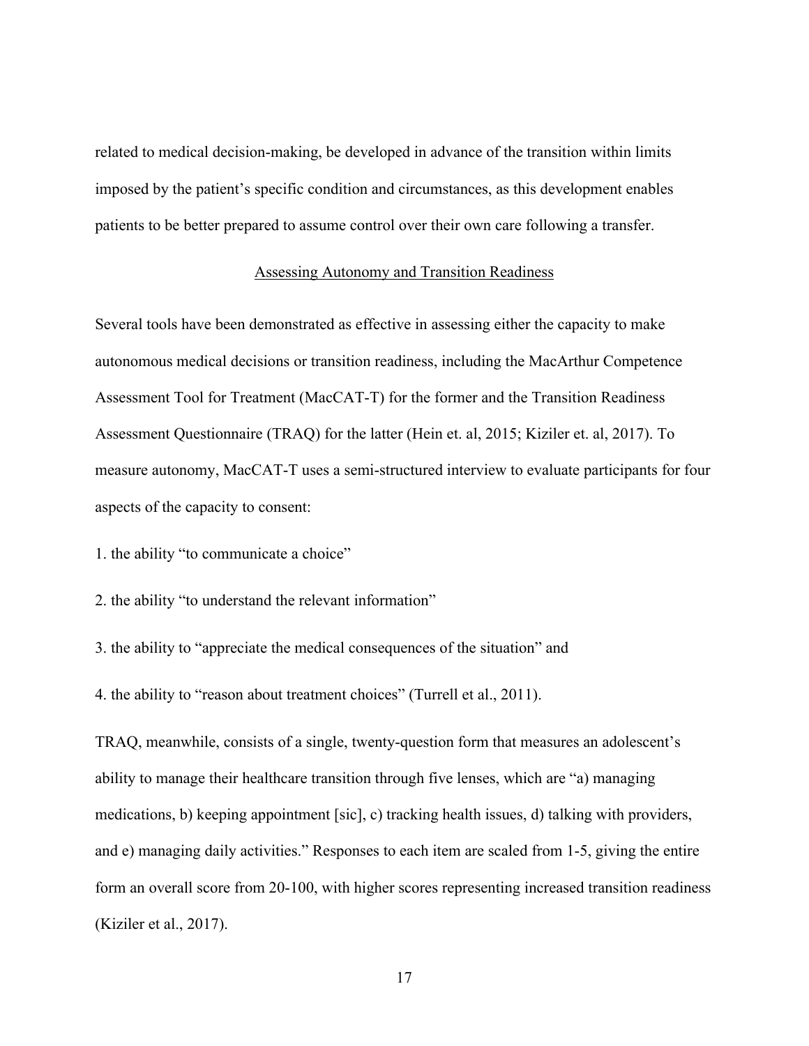related to medical decision-making, be developed in advance of the transition within limits imposed by the patient's specific condition and circumstances, as this development enables patients to be better prepared to assume control over their own care following a transfer.

## Assessing Autonomy and Transition Readiness

Several tools have been demonstrated as effective in assessing either the capacity to make autonomous medical decisions or transition readiness, including the MacArthur Competence Assessment Tool for Treatment (MacCAT-T) for the former and the Transition Readiness Assessment Questionnaire (TRAQ) for the latter (Hein et. al, 2015; Kiziler et. al, 2017). To measure autonomy, MacCAT-T uses a semi-structured interview to evaluate participants for four aspects of the capacity to consent:

1. the ability "to communicate a choice"
2. the ability "to understand the relevant information"
3. the ability to "appreciate the medical consequences of the situation" and
4. the ability to "reason about treatment choices" (Turrell et al., 2011).

TRAQ, meanwhile, consists of a single, twenty-question form that measures an adolescent's ability to manage their healthcare transition through five lenses, which are "a) managing medications, b) keeping appointment [sic], c) tracking health issues, d) talking with providers, and e) managing daily activities." Responses to each item are scaled from 1-5, giving the entire form an overall score from 20-100, with higher scores representing increased transition readiness (Kiziler et al., 2017).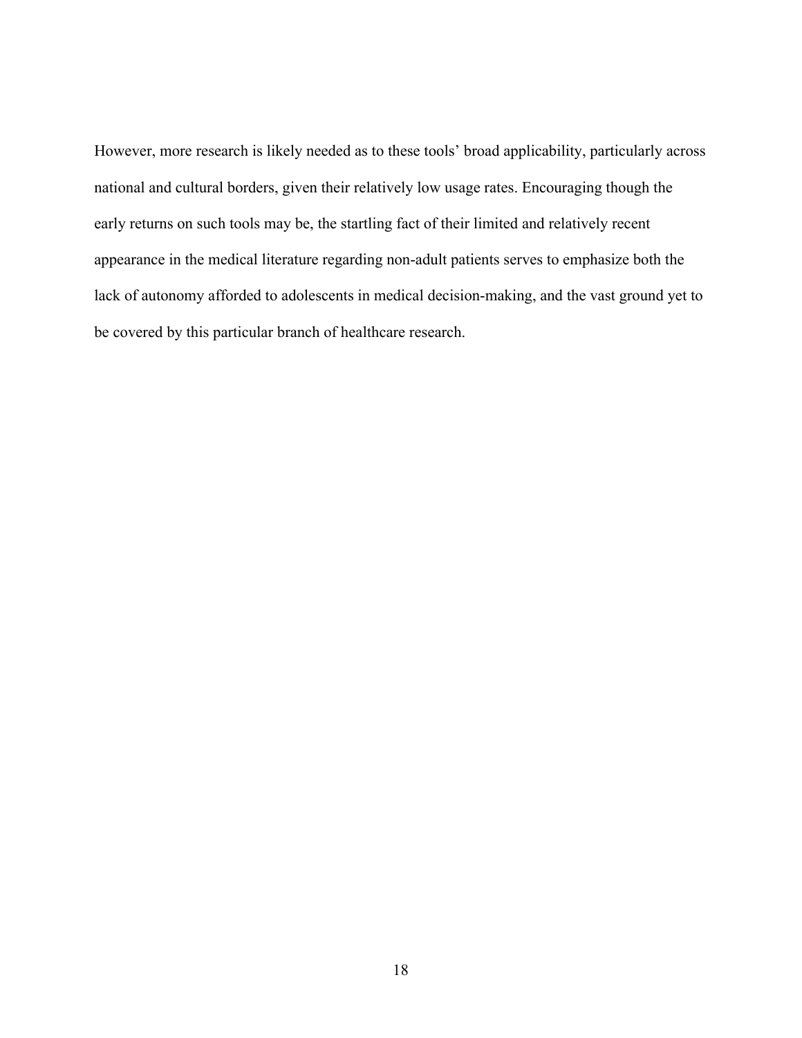However, more research is likely needed as to these tools' broad applicability, particularly across national and cultural borders, given their relatively low usage rates. Encouraging though the early returns on such tools may be, the startling fact of their limited and relatively recent appearance in the medical literature regarding non-adult patients serves to emphasize both the lack of autonomy afforded to adolescents in medical decision-making, and the vast ground yet to be covered by this particular branch of healthcare research.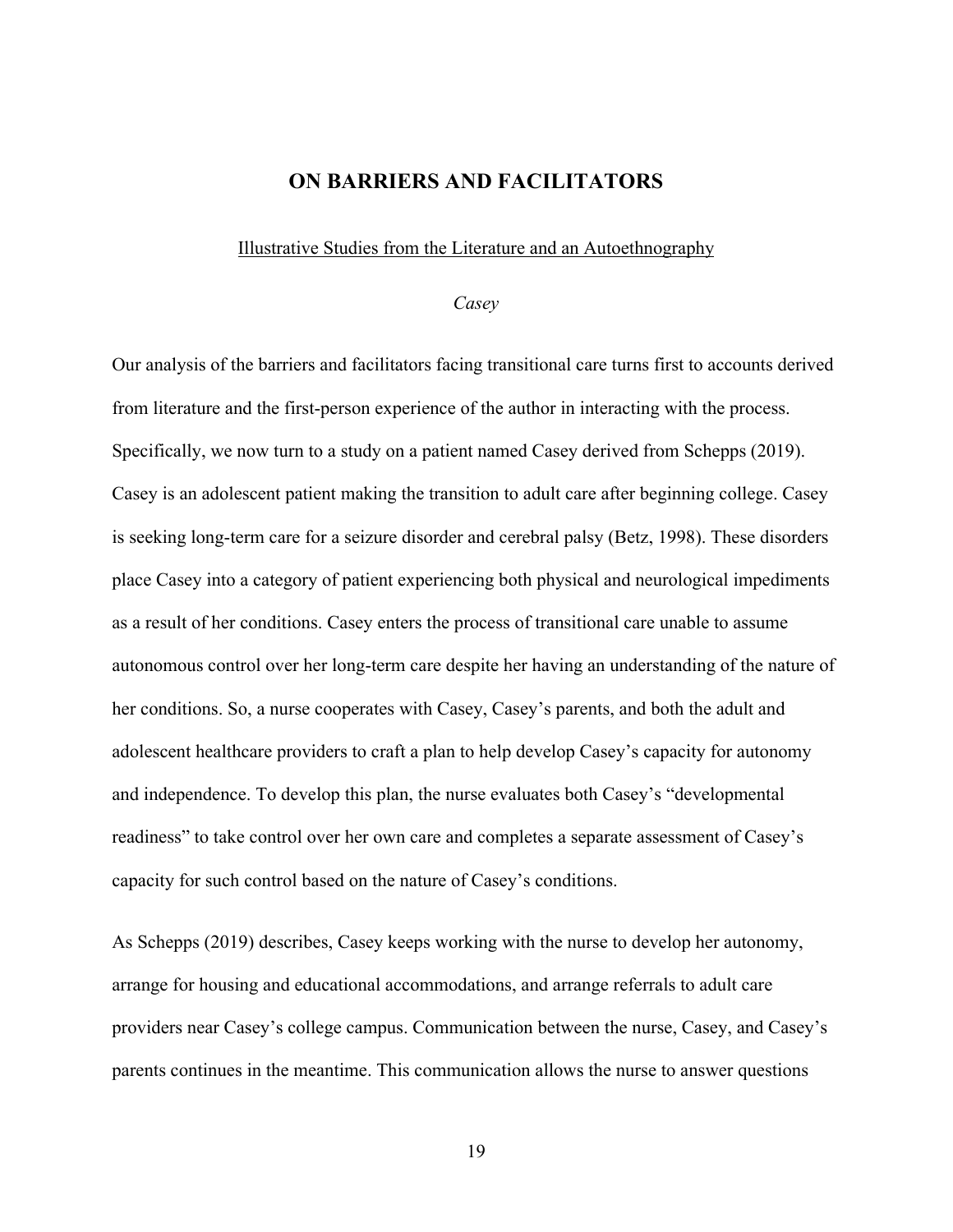# ON BARRIERS AND FACILITATORS

## Illustrative Studies from the Literature and an Autoethnography

### *Casey*

Our analysis of the barriers and facilitators facing transitional care turns first to accounts derived from literature and the first-person experience of the author in interacting with the process. Specifically, we now turn to a study on a patient named Casey derived from Schepps (2019). Casey is an adolescent patient making the transition to adult care after beginning college. Casey is seeking long-term care for a seizure disorder and cerebral palsy (Betz, 1998). These disorders place Casey into a category of patient experiencing both physical and neurological impediments as a result of her conditions. Casey enters the process of transitional care unable to assume autonomous control over her long-term care despite her having an understanding of the nature of her conditions. So, a nurse cooperates with Casey, Casey's parents, and both the adult and adolescent healthcare providers to craft a plan to help develop Casey's capacity for autonomy and independence. To develop this plan, the nurse evaluates both Casey's "developmental readiness" to take control over her own care and completes a separate assessment of Casey's capacity for such control based on the nature of Casey's conditions.

As Schepps (2019) describes, Casey keeps working with the nurse to develop her autonomy, arrange for housing and educational accommodations, and arrange referrals to adult care providers near Casey's college campus. Communication between the nurse, Casey, and Casey's parents continues in the meantime. This communication allows the nurse to answer questions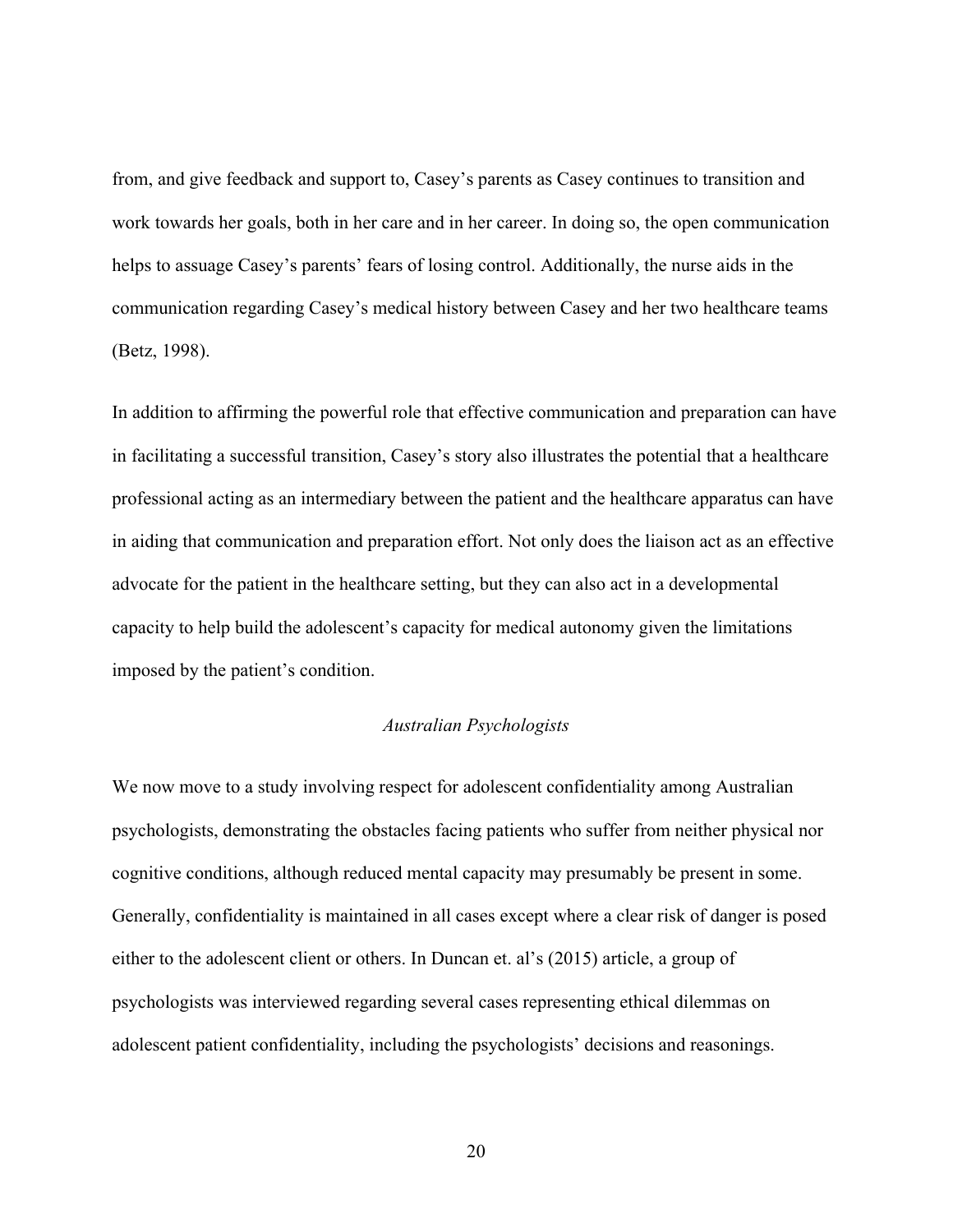from, and give feedback and support to, Casey's parents as Casey continues to transition and work towards her goals, both in her care and in her career. In doing so, the open communication helps to assuage Casey's parents' fears of losing control. Additionally, the nurse aids in the communication regarding Casey's medical history between Casey and her two healthcare teams (Betz, 1998).

In addition to affirming the powerful role that effective communication and preparation can have in facilitating a successful transition, Casey's story also illustrates the potential that a healthcare professional acting as an intermediary between the patient and the healthcare apparatus can have in aiding that communication and preparation effort. Not only does the liaison act as an effective advocate for the patient in the healthcare setting, but they can also act in a developmental capacity to help build the adolescent's capacity for medical autonomy given the limitations imposed by the patient's condition.

### *Australian Psychologists*

We now move to a study involving respect for adolescent confidentiality among Australian psychologists, demonstrating the obstacles facing patients who suffer from neither physical nor cognitive conditions, although reduced mental capacity may presumably be present in some. Generally, confidentiality is maintained in all cases except where a clear risk of danger is posed either to the adolescent client or others. In Duncan et. al's (2015) article, a group of psychologists was interviewed regarding several cases representing ethical dilemmas on adolescent patient confidentiality, including the psychologists' decisions and reasonings.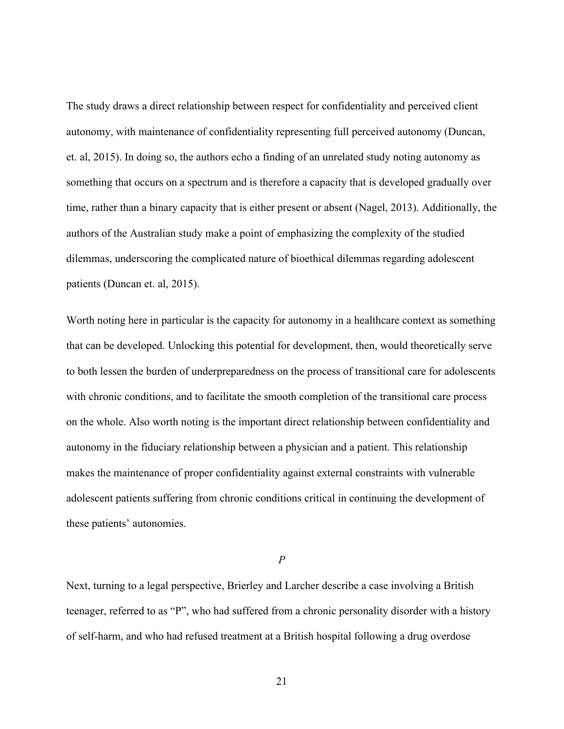The study draws a direct relationship between respect for confidentiality and perceived client autonomy, with maintenance of confidentiality representing full perceived autonomy (Duncan, et. al, 2015). In doing so, the authors echo a finding of an unrelated study noting autonomy as something that occurs on a spectrum and is therefore a capacity that is developed gradually over time, rather than a binary capacity that is either present or absent (Nagel, 2013). Additionally, the authors of the Australian study make a point of emphasizing the complexity of the studied dilemmas, underscoring the complicated nature of bioethical dilemmas regarding adolescent patients (Duncan et. al, 2015).

Worth noting here in particular is the capacity for autonomy in a healthcare context as something that can be developed. Unlocking this potential for development, then, would theoretically serve to both lessen the burden of underpreparedness on the process of transitional care for adolescents with chronic conditions, and to facilitate the smooth completion of the transitional care process on the whole. Also worth noting is the important direct relationship between confidentiality and autonomy in the fiduciary relationship between a physician and a patient. This relationship makes the maintenance of proper confidentiality against external constraints with vulnerable adolescent patients suffering from chronic conditions critical in continuing the development of these patients' autonomies.

### *P*

Next, turning to a legal perspective, Brierley and Larcher describe a case involving a British teenager, referred to as "P", who had suffered from a chronic personality disorder with a history of self-harm, and who had refused treatment at a British hospital following a drug overdose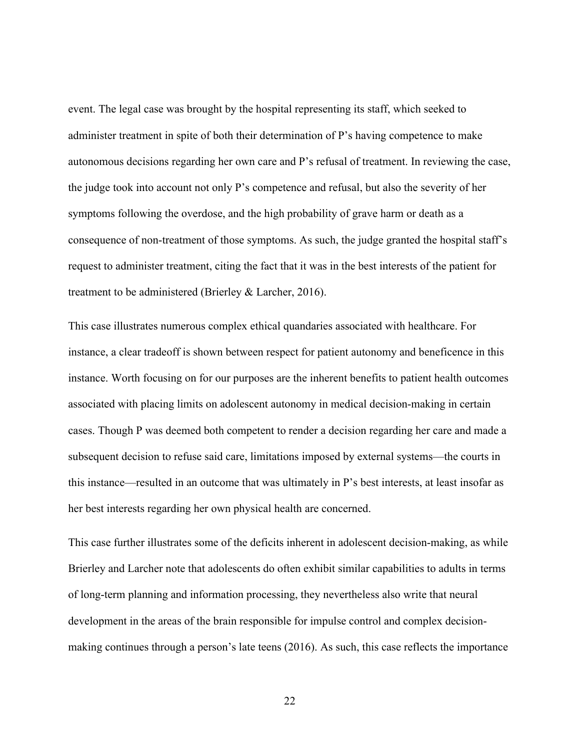event. The legal case was brought by the hospital representing its staff, which seeked to administer treatment in spite of both their determination of P's having competence to make autonomous decisions regarding her own care and P's refusal of treatment. In reviewing the case, the judge took into account not only P's competence and refusal, but also the severity of her symptoms following the overdose, and the high probability of grave harm or death as a consequence of non-treatment of those symptoms. As such, the judge granted the hospital staff's request to administer treatment, citing the fact that it was in the best interests of the patient for treatment to be administered (Brierley & Larcher, 2016).

This case illustrates numerous complex ethical quandaries associated with healthcare. For instance, a clear tradeoff is shown between respect for patient autonomy and beneficence in this instance. Worth focusing on for our purposes are the inherent benefits to patient health outcomes associated with placing limits on adolescent autonomy in medical decision-making in certain cases. Though P was deemed both competent to render a decision regarding her care and made a subsequent decision to refuse said care, limitations imposed by external systems—the courts in this instance—resulted in an outcome that was ultimately in P's best interests, at least insofar as her best interests regarding her own physical health are concerned.

This case further illustrates some of the deficits inherent in adolescent decision-making, as while Brierley and Larcher note that adolescents do often exhibit similar capabilities to adults in terms of long-term planning and information processing, they nevertheless also write that neural development in the areas of the brain responsible for impulse control and complex decision-making continues through a person's late teens (2016). As such, this case reflects the importance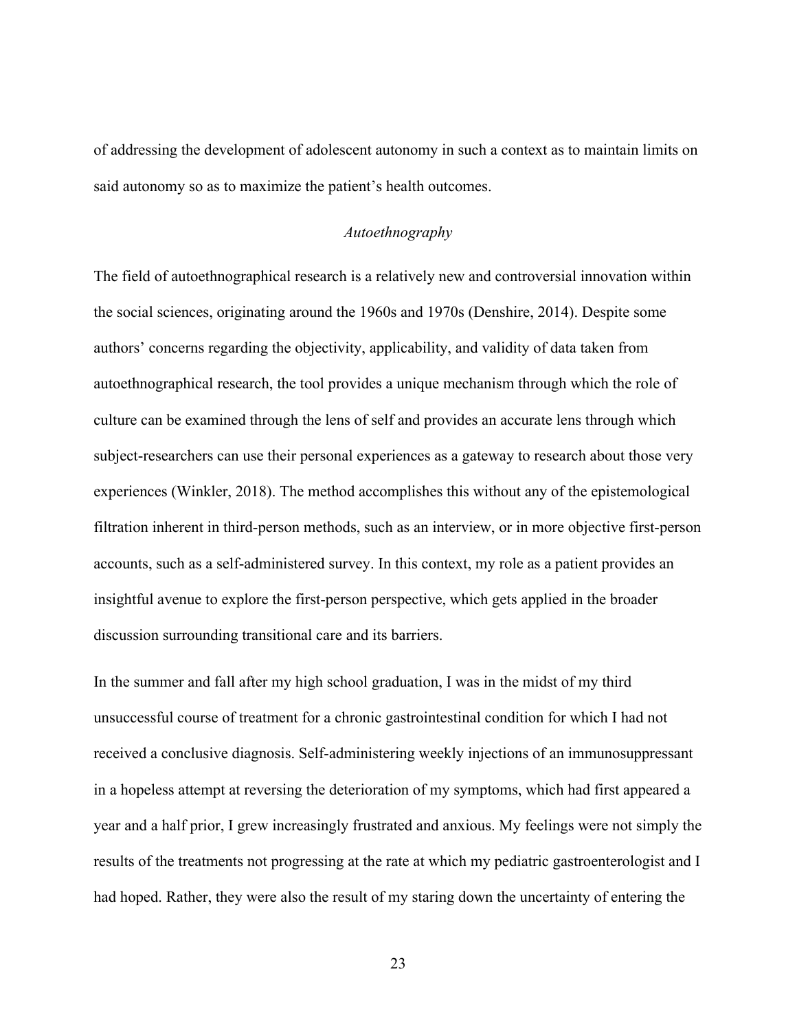of addressing the development of adolescent autonomy in such a context as to maintain limits on said autonomy so as to maximize the patient's health outcomes.

### *Autoethnography*

The field of autoethnographical research is a relatively new and controversial innovation within the social sciences, originating around the 1960s and 1970s (Denshire, 2014). Despite some authors' concerns regarding the objectivity, applicability, and validity of data taken from autoethnographical research, the tool provides a unique mechanism through which the role of culture can be examined through the lens of self and provides an accurate lens through which subject-researchers can use their personal experiences as a gateway to research about those very experiences (Winkler, 2018). The method accomplishes this without any of the epistemological filtration inherent in third-person methods, such as an interview, or in more objective first-person accounts, such as a self-administered survey. In this context, my role as a patient provides an insightful avenue to explore the first-person perspective, which gets applied in the broader discussion surrounding transitional care and its barriers.

In the summer and fall after my high school graduation, I was in the midst of my third unsuccessful course of treatment for a chronic gastrointestinal condition for which I had not received a conclusive diagnosis. Self-administering weekly injections of an immunosuppressant in a hopeless attempt at reversing the deterioration of my symptoms, which had first appeared a year and a half prior, I grew increasingly frustrated and anxious. My feelings were not simply the results of the treatments not progressing at the rate at which my pediatric gastroenterologist and I had hoped. Rather, they were also the result of my staring down the uncertainty of entering the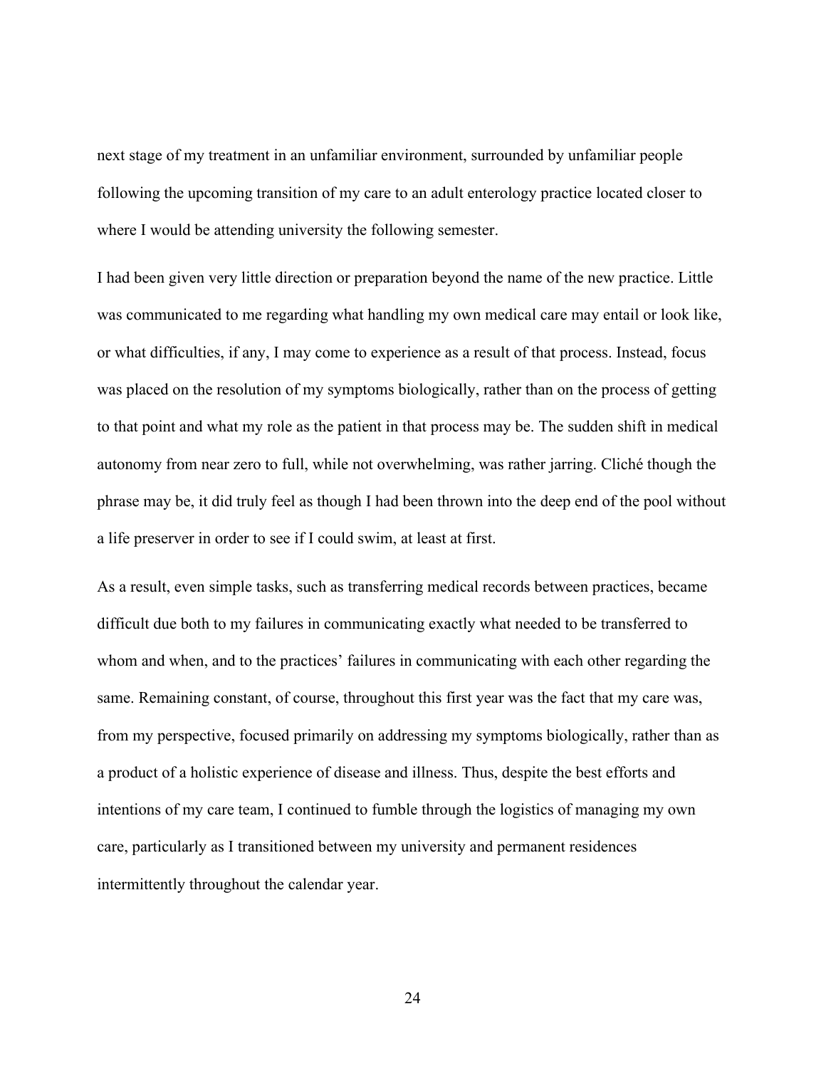next stage of my treatment in an unfamiliar environment, surrounded by unfamiliar people following the upcoming transition of my care to an adult enterology practice located closer to where I would be attending university the following semester.

I had been given very little direction or preparation beyond the name of the new practice. Little was communicated to me regarding what handling my own medical care may entail or look like, or what difficulties, if any, I may come to experience as a result of that process. Instead, focus was placed on the resolution of my symptoms biologically, rather than on the process of getting to that point and what my role as the patient in that process may be. The sudden shift in medical autonomy from near zero to full, while not overwhelming, was rather jarring. Cliché though the phrase may be, it did truly feel as though I had been thrown into the deep end of the pool without a life preserver in order to see if I could swim, at least at first.

As a result, even simple tasks, such as transferring medical records between practices, became difficult due both to my failures in communicating exactly what needed to be transferred to whom and when, and to the practices' failures in communicating with each other regarding the same. Remaining constant, of course, throughout this first year was the fact that my care was, from my perspective, focused primarily on addressing my symptoms biologically, rather than as a product of a holistic experience of disease and illness. Thus, despite the best efforts and intentions of my care team, I continued to fumble through the logistics of managing my own care, particularly as I transitioned between my university and permanent residences intermittently throughout the calendar year.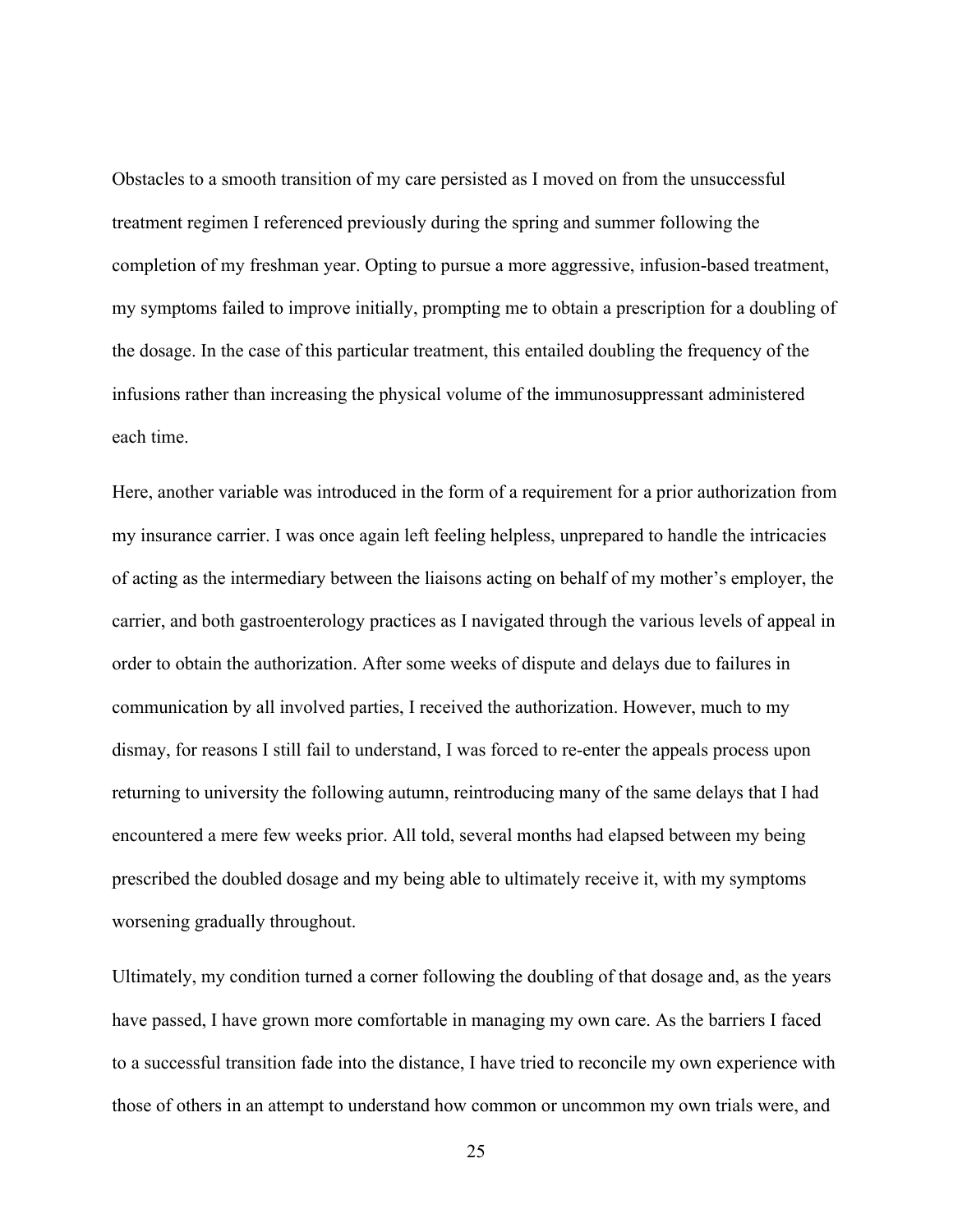Obstacles to a smooth transition of my care persisted as I moved on from the unsuccessful treatment regimen I referenced previously during the spring and summer following the completion of my freshman year. Opting to pursue a more aggressive, infusion-based treatment, my symptoms failed to improve initially, prompting me to obtain a prescription for a doubling of the dosage. In the case of this particular treatment, this entailed doubling the frequency of the infusions rather than increasing the physical volume of the immunosuppressant administered each time.

Here, another variable was introduced in the form of a requirement for a prior authorization from my insurance carrier. I was once again left feeling helpless, unprepared to handle the intricacies of acting as the intermediary between the liaisons acting on behalf of my mother's employer, the carrier, and both gastroenterology practices as I navigated through the various levels of appeal in order to obtain the authorization. After some weeks of dispute and delays due to failures in communication by all involved parties, I received the authorization. However, much to my dismay, for reasons I still fail to understand, I was forced to re-enter the appeals process upon returning to university the following autumn, reintroducing many of the same delays that I had encountered a mere few weeks prior. All told, several months had elapsed between my being prescribed the doubled dosage and my being able to ultimately receive it, with my symptoms worsening gradually throughout.

Ultimately, my condition turned a corner following the doubling of that dosage and, as the years have passed, I have grown more comfortable in managing my own care. As the barriers I faced to a successful transition fade into the distance, I have tried to reconcile my own experience with those of others in an attempt to understand how common or uncommon my own trials were, and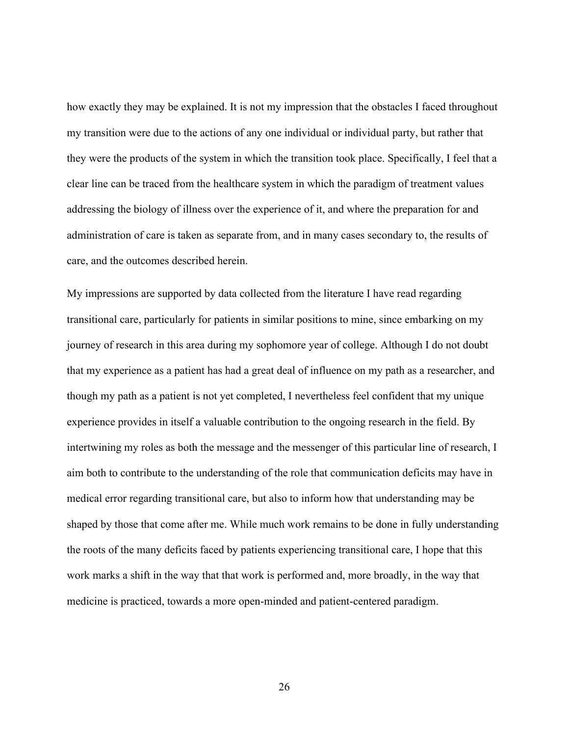how exactly they may be explained. It is not my impression that the obstacles I faced throughout my transition were due to the actions of any one individual or individual party, but rather that they were the products of the system in which the transition took place. Specifically, I feel that a clear line can be traced from the healthcare system in which the paradigm of treatment values addressing the biology of illness over the experience of it, and where the preparation for and administration of care is taken as separate from, and in many cases secondary to, the results of care, and the outcomes described herein.

My impressions are supported by data collected from the literature I have read regarding transitional care, particularly for patients in similar positions to mine, since embarking on my journey of research in this area during my sophomore year of college. Although I do not doubt that my experience as a patient has had a great deal of influence on my path as a researcher, and though my path as a patient is not yet completed, I nevertheless feel confident that my unique experience provides in itself a valuable contribution to the ongoing research in the field. By intertwining my roles as both the message and the messenger of this particular line of research, I aim both to contribute to the understanding of the role that communication deficits may have in medical error regarding transitional care, but also to inform how that understanding may be shaped by those that come after me. While much work remains to be done in fully understanding the roots of the many deficits faced by patients experiencing transitional care, I hope that this work marks a shift in the way that that work is performed and, more broadly, in the way that medicine is practiced, towards a more open-minded and patient-centered paradigm.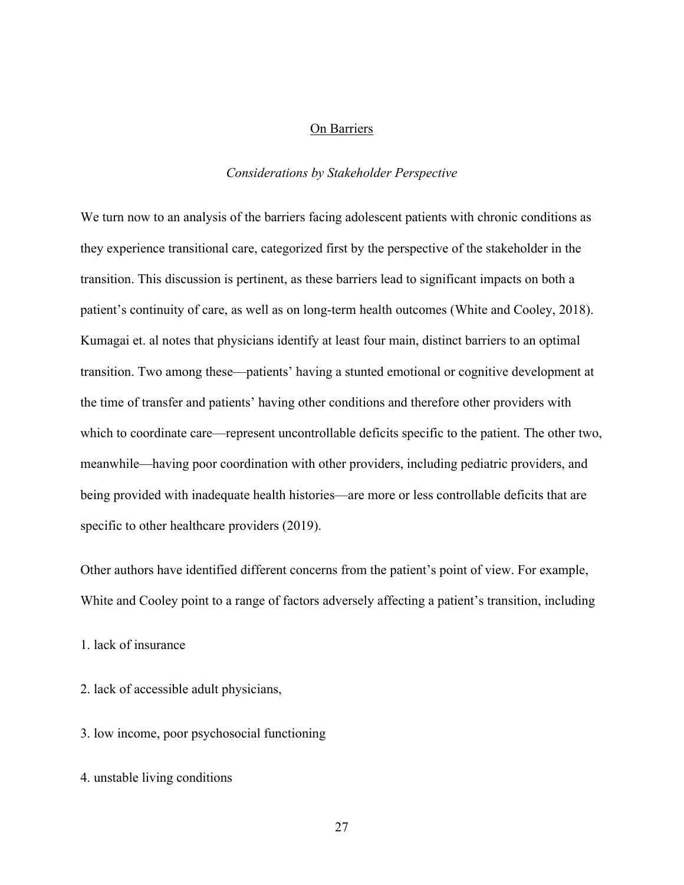## <u>On Barriers</u>

### *Considerations by Stakeholder Perspective*

We turn now to an analysis of the barriers facing adolescent patients with chronic conditions as they experience transitional care, categorized first by the perspective of the stakeholder in the transition. This discussion is pertinent, as these barriers lead to significant impacts on both a patient's continuity of care, as well as on long-term health outcomes (White and Cooley, 2018). Kumagai et. al notes that physicians identify at least four main, distinct barriers to an optimal transition. Two among these—patients' having a stunted emotional or cognitive development at the time of transfer and patients' having other conditions and therefore other providers with which to coordinate care—represent uncontrollable deficits specific to the patient. The other two, meanwhile—having poor coordination with other providers, including pediatric providers, and being provided with inadequate health histories—are more or less controllable deficits that are specific to other healthcare providers (2019).

Other authors have identified different concerns from the patient's point of view. For example, White and Cooley point to a range of factors adversely affecting a patient's transition, including

1. lack of insurance
2. lack of accessible adult physicians,
3. low income, poor psychosocial functioning
4. unstable living conditions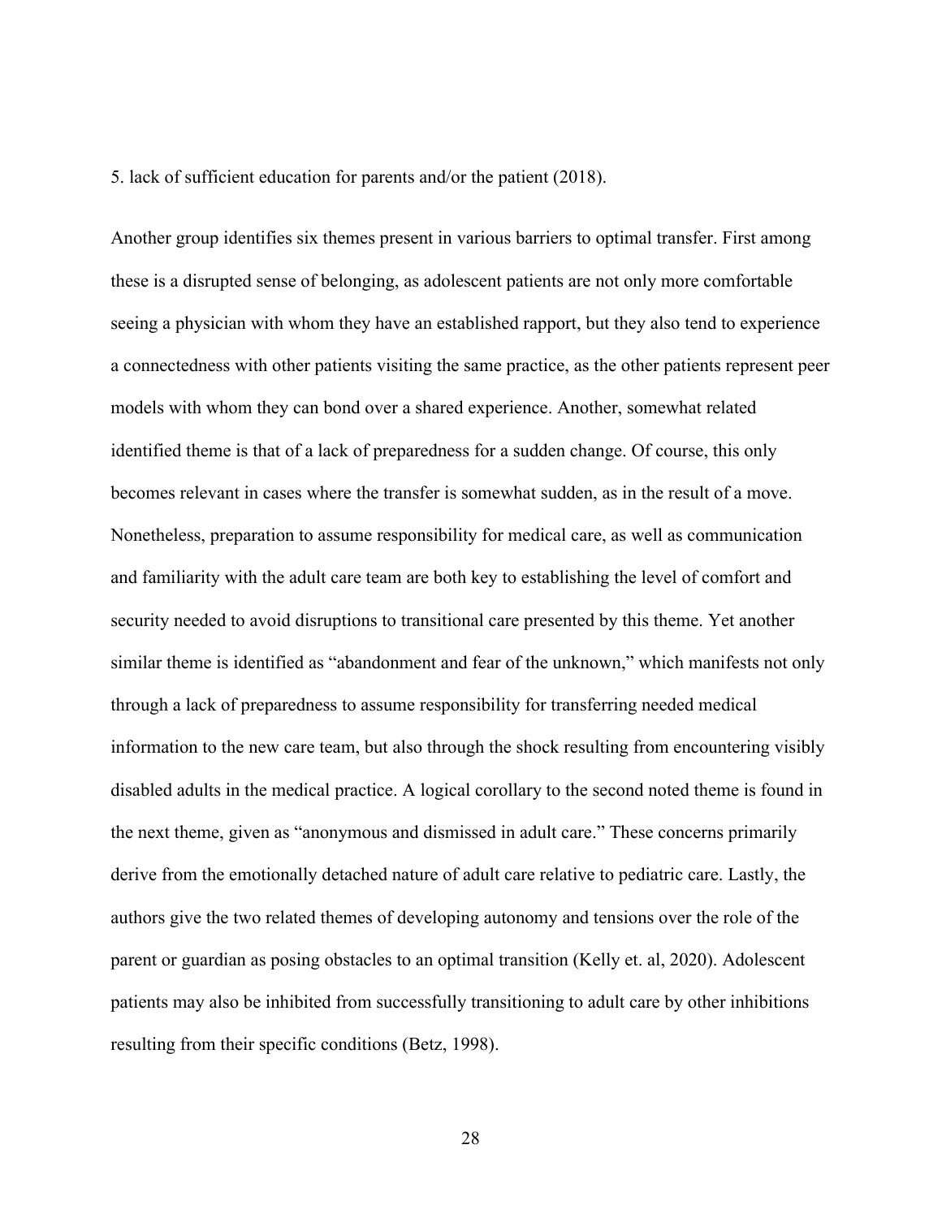5. lack of sufficient education for parents and/or the patient (2018).

Another group identifies six themes present in various barriers to optimal transfer. First among these is a disrupted sense of belonging, as adolescent patients are not only more comfortable seeing a physician with whom they have an established rapport, but they also tend to experience a connectedness with other patients visiting the same practice, as the other patients represent peer models with whom they can bond over a shared experience. Another, somewhat related identified theme is that of a lack of preparedness for a sudden change. Of course, this only becomes relevant in cases where the transfer is somewhat sudden, as in the result of a move. Nonetheless, preparation to assume responsibility for medical care, as well as communication and familiarity with the adult care team are both key to establishing the level of comfort and security needed to avoid disruptions to transitional care presented by this theme. Yet another similar theme is identified as "abandonment and fear of the unknown," which manifests not only through a lack of preparedness to assume responsibility for transferring needed medical information to the new care team, but also through the shock resulting from encountering visibly disabled adults in the medical practice. A logical corollary to the second noted theme is found in the next theme, given as "anonymous and dismissed in adult care." These concerns primarily derive from the emotionally detached nature of adult care relative to pediatric care. Lastly, the authors give the two related themes of developing autonomy and tensions over the role of the parent or guardian as posing obstacles to an optimal transition (Kelly et. al, 2020). Adolescent patients may also be inhibited from successfully transitioning to adult care by other inhibitions resulting from their specific conditions (Betz, 1998).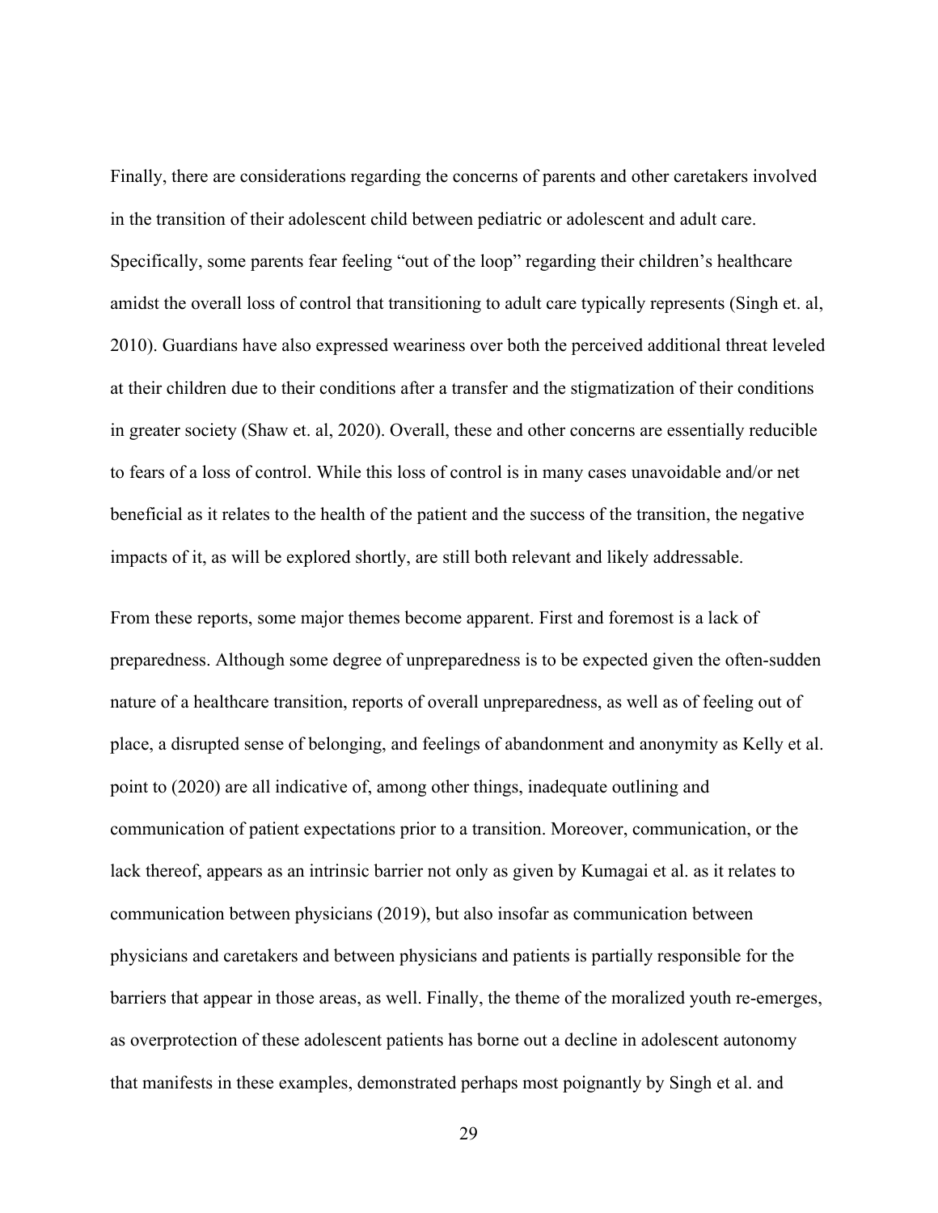Finally, there are considerations regarding the concerns of parents and other caretakers involved in the transition of their adolescent child between pediatric or adolescent and adult care. Specifically, some parents fear feeling "out of the loop" regarding their children's healthcare amidst the overall loss of control that transitioning to adult care typically represents (Singh et. al, 2010). Guardians have also expressed weariness over both the perceived additional threat leveled at their children due to their conditions after a transfer and the stigmatization of their conditions in greater society (Shaw et. al, 2020). Overall, these and other concerns are essentially reducible to fears of a loss of control. While this loss of control is in many cases unavoidable and/or net beneficial as it relates to the health of the patient and the success of the transition, the negative impacts of it, as will be explored shortly, are still both relevant and likely addressable.

From these reports, some major themes become apparent. First and foremost is a lack of preparedness. Although some degree of unpreparedness is to be expected given the often-sudden nature of a healthcare transition, reports of overall unpreparedness, as well as of feeling out of place, a disrupted sense of belonging, and feelings of abandonment and anonymity as Kelly et al. point to (2020) are all indicative of, among other things, inadequate outlining and communication of patient expectations prior to a transition. Moreover, communication, or the lack thereof, appears as an intrinsic barrier not only as given by Kumagai et al. as it relates to communication between physicians (2019), but also insofar as communication between physicians and caretakers and between physicians and patients is partially responsible for the barriers that appear in those areas, as well. Finally, the theme of the moralized youth re-emerges, as overprotection of these adolescent patients has borne out a decline in adolescent autonomy that manifests in these examples, demonstrated perhaps most poignantly by Singh et al. and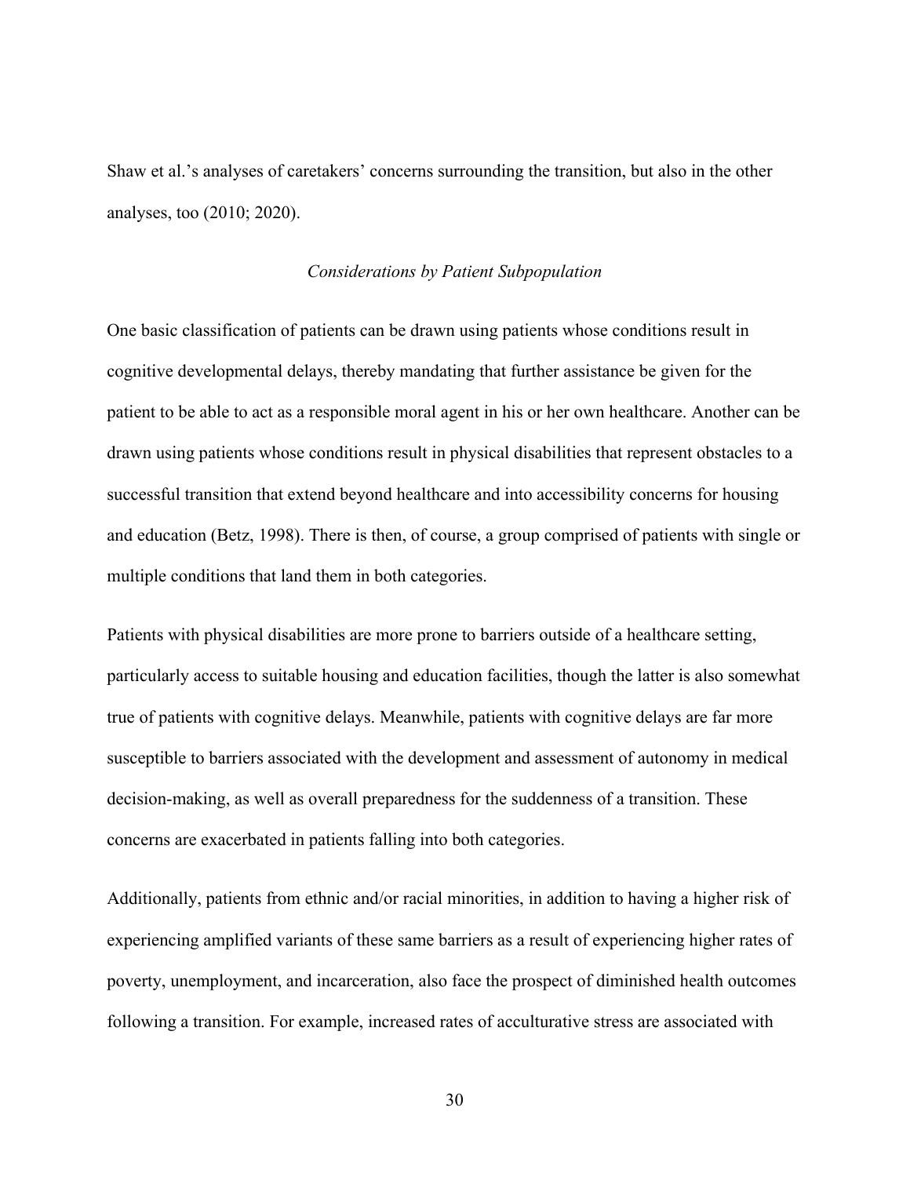Shaw et al.'s analyses of caretakers' concerns surrounding the transition, but also in the other analyses, too (2010; 2020).

### *Considerations by Patient Subpopulation*

One basic classification of patients can be drawn using patients whose conditions result in cognitive developmental delays, thereby mandating that further assistance be given for the patient to be able to act as a responsible moral agent in his or her own healthcare. Another can be drawn using patients whose conditions result in physical disabilities that represent obstacles to a successful transition that extend beyond healthcare and into accessibility concerns for housing and education (Betz, 1998). There is then, of course, a group comprised of patients with single or multiple conditions that land them in both categories.

Patients with physical disabilities are more prone to barriers outside of a healthcare setting, particularly access to suitable housing and education facilities, though the latter is also somewhat true of patients with cognitive delays. Meanwhile, patients with cognitive delays are far more susceptible to barriers associated with the development and assessment of autonomy in medical decision-making, as well as overall preparedness for the suddenness of a transition. These concerns are exacerbated in patients falling into both categories.

Additionally, patients from ethnic and/or racial minorities, in addition to having a higher risk of experiencing amplified variants of these same barriers as a result of experiencing higher rates of poverty, unemployment, and incarceration, also face the prospect of diminished health outcomes following a transition. For example, increased rates of acculturative stress are associated with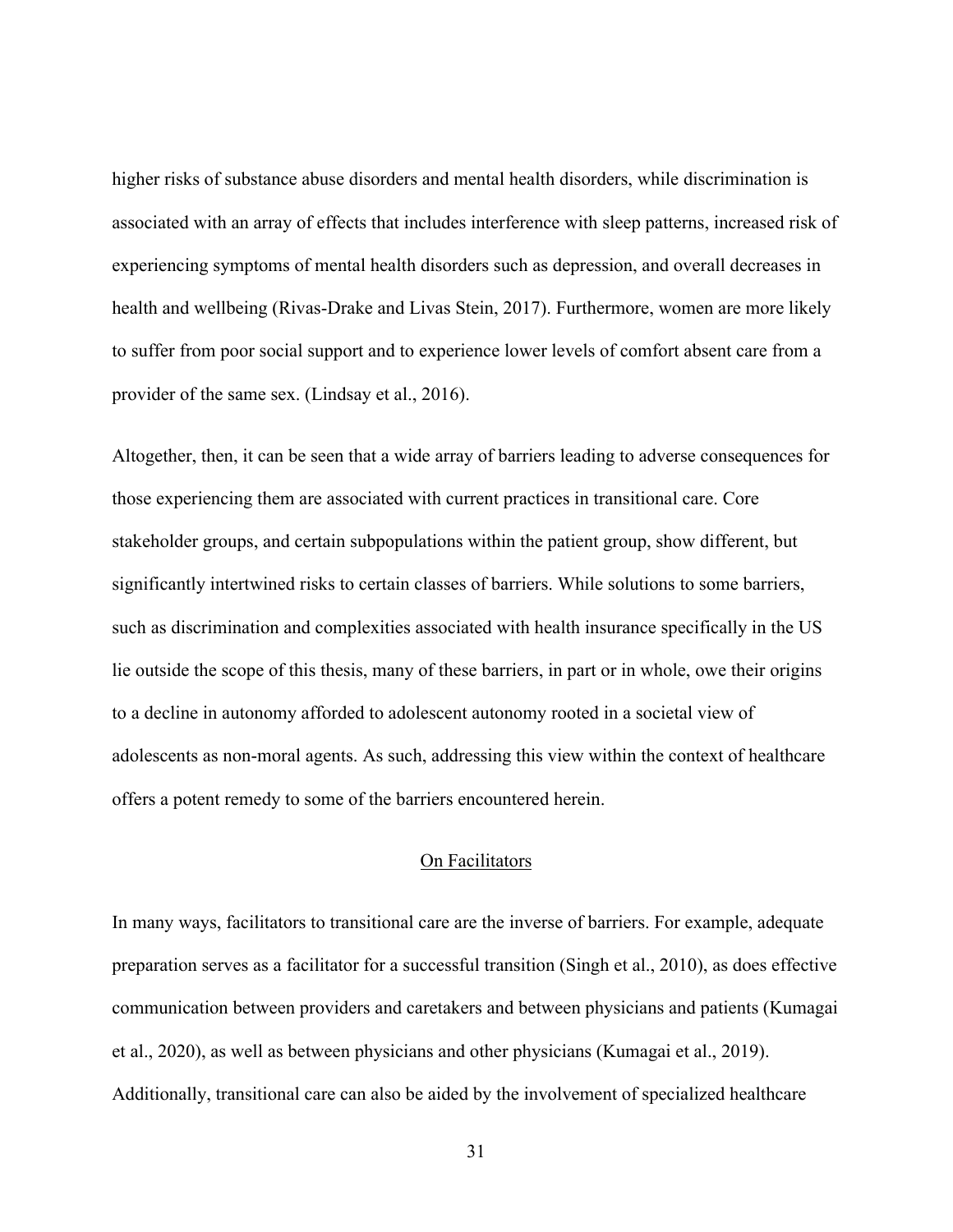higher risks of substance abuse disorders and mental health disorders, while discrimination is associated with an array of effects that includes interference with sleep patterns, increased risk of experiencing symptoms of mental health disorders such as depression, and overall decreases in health and wellbeing (Rivas-Drake and Livas Stein, 2017). Furthermore, women are more likely to suffer from poor social support and to experience lower levels of comfort absent care from a provider of the same sex. (Lindsay et al., 2016).

Altogether, then, it can be seen that a wide array of barriers leading to adverse consequences for those experiencing them are associated with current practices in transitional care. Core stakeholder groups, and certain subpopulations within the patient group, show different, but significantly intertwined risks to certain classes of barriers. While solutions to some barriers, such as discrimination and complexities associated with health insurance specifically in the US lie outside the scope of this thesis, many of these barriers, in part or in whole, owe their origins to a decline in autonomy afforded to adolescent autonomy rooted in a societal view of adolescents as non-moral agents. As such, addressing this view within the context of healthcare offers a potent remedy to some of the barriers encountered herein.

## On Facilitators

In many ways, facilitators to transitional care are the inverse of barriers. For example, adequate preparation serves as a facilitator for a successful transition (Singh et al., 2010), as does effective communication between providers and caretakers and between physicians and patients (Kumagai et al., 2020), as well as between physicians and other physicians (Kumagai et al., 2019). Additionally, transitional care can also be aided by the involvement of specialized healthcare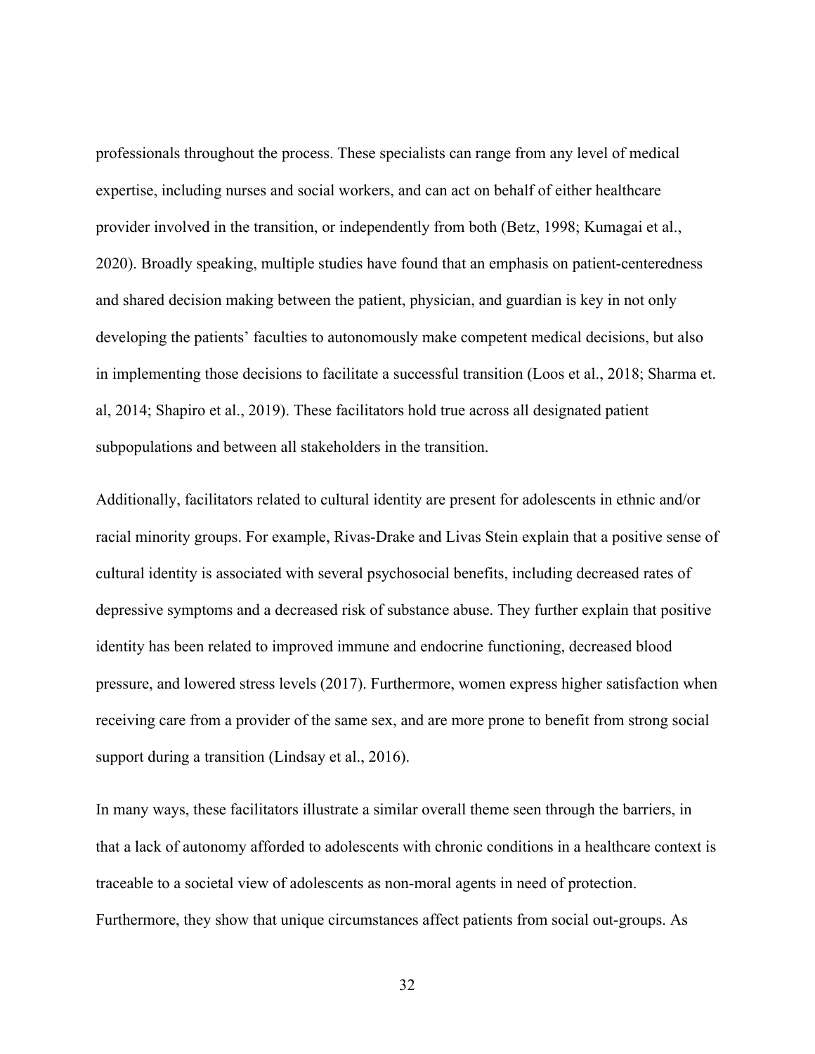professionals throughout the process. These specialists can range from any level of medical expertise, including nurses and social workers, and can act on behalf of either healthcare provider involved in the transition, or independently from both (Betz, 1998; Kumagai et al., 2020). Broadly speaking, multiple studies have found that an emphasis on patient-centeredness and shared decision making between the patient, physician, and guardian is key in not only developing the patients' faculties to autonomously make competent medical decisions, but also in implementing those decisions to facilitate a successful transition (Loos et al., 2018; Sharma et. al, 2014; Shapiro et al., 2019). These facilitators hold true across all designated patient subpopulations and between all stakeholders in the transition.

Additionally, facilitators related to cultural identity are present for adolescents in ethnic and/or racial minority groups. For example, Rivas-Drake and Livas Stein explain that a positive sense of cultural identity is associated with several psychosocial benefits, including decreased rates of depressive symptoms and a decreased risk of substance abuse. They further explain that positive identity has been related to improved immune and endocrine functioning, decreased blood pressure, and lowered stress levels (2017). Furthermore, women express higher satisfaction when receiving care from a provider of the same sex, and are more prone to benefit from strong social support during a transition (Lindsay et al., 2016).

In many ways, these facilitators illustrate a similar overall theme seen through the barriers, in that a lack of autonomy afforded to adolescents with chronic conditions in a healthcare context is traceable to a societal view of adolescents as non-moral agents in need of protection. Furthermore, they show that unique circumstances affect patients from social out-groups. As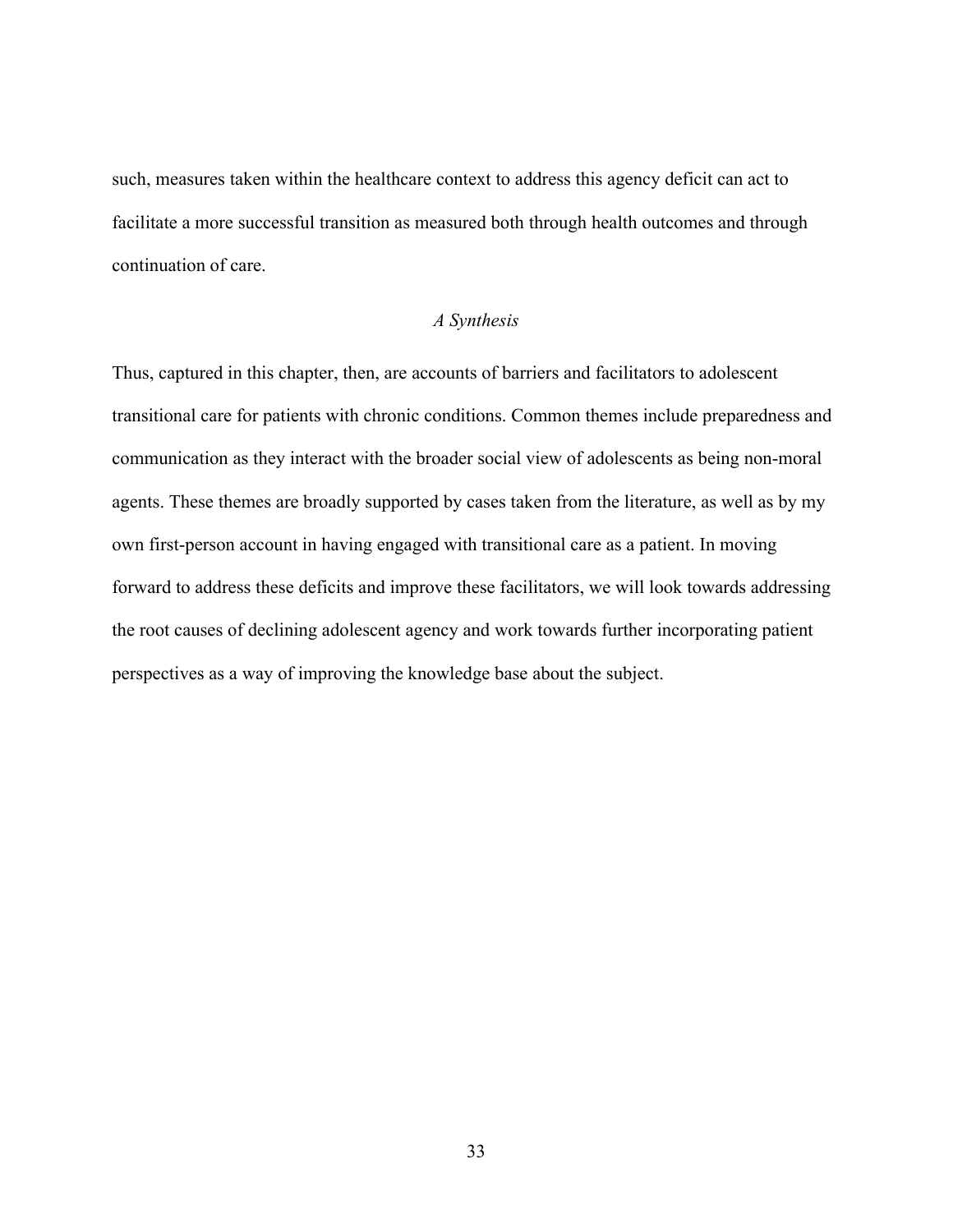such, measures taken within the healthcare context to address this agency deficit can act to facilitate a more successful transition as measured both through health outcomes and through continuation of care.

### *A Synthesis*

Thus, captured in this chapter, then, are accounts of barriers and facilitators to adolescent transitional care for patients with chronic conditions. Common themes include preparedness and communication as they interact with the broader social view of adolescents as being non-moral agents. These themes are broadly supported by cases taken from the literature, as well as by my own first-person account in having engaged with transitional care as a patient. In moving forward to address these deficits and improve these facilitators, we will look towards addressing the root causes of declining adolescent agency and work towards further incorporating patient perspectives as a way of improving the knowledge base about the subject.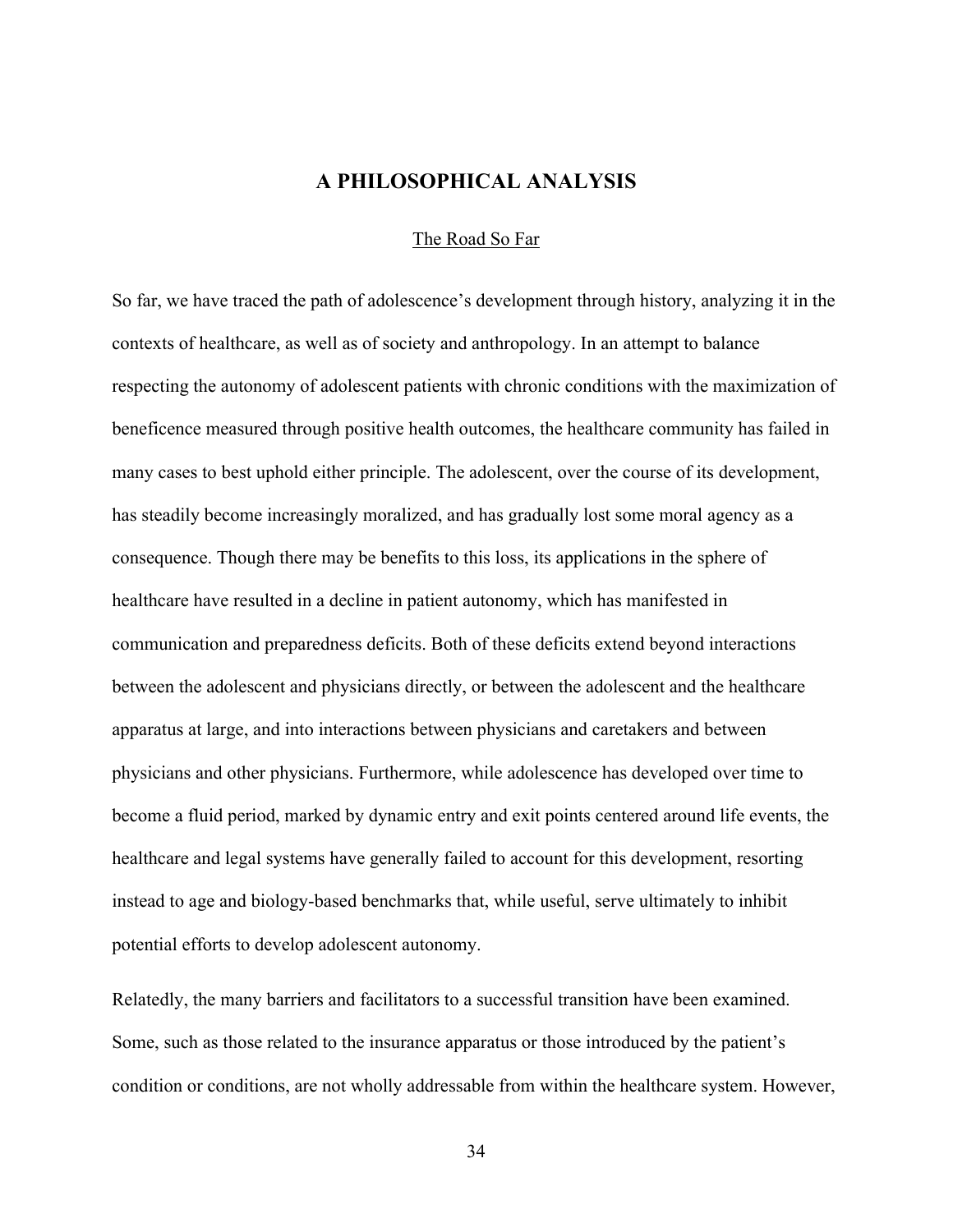# A PHILOSOPHICAL ANALYSIS

## The Road So Far

So far, we have traced the path of adolescence's development through history, analyzing it in the contexts of healthcare, as well as of society and anthropology. In an attempt to balance respecting the autonomy of adolescent patients with chronic conditions with the maximization of beneficence measured through positive health outcomes, the healthcare community has failed in many cases to best uphold either principle. The adolescent, over the course of its development, has steadily become increasingly moralized, and has gradually lost some moral agency as a consequence. Though there may be benefits to this loss, its applications in the sphere of healthcare have resulted in a decline in patient autonomy, which has manifested in communication and preparedness deficits. Both of these deficits extend beyond interactions between the adolescent and physicians directly, or between the adolescent and the healthcare apparatus at large, and into interactions between physicians and caretakers and between physicians and other physicians. Furthermore, while adolescence has developed over time to become a fluid period, marked by dynamic entry and exit points centered around life events, the healthcare and legal systems have generally failed to account for this development, resorting instead to age and biology-based benchmarks that, while useful, serve ultimately to inhibit potential efforts to develop adolescent autonomy.

Relatedly, the many barriers and facilitators to a successful transition have been examined. Some, such as those related to the insurance apparatus or those introduced by the patient's condition or conditions, are not wholly addressable from within the healthcare system. However,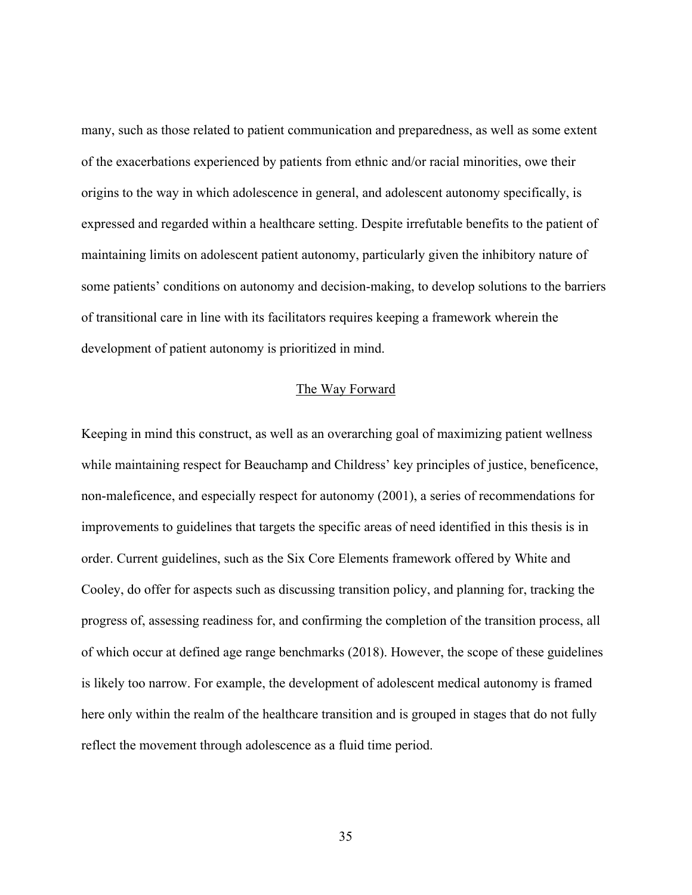many, such as those related to patient communication and preparedness, as well as some extent of the exacerbations experienced by patients from ethnic and/or racial minorities, owe their origins to the way in which adolescence in general, and adolescent autonomy specifically, is expressed and regarded within a healthcare setting. Despite irrefutable benefits to the patient of maintaining limits on adolescent patient autonomy, particularly given the inhibitory nature of some patients' conditions on autonomy and decision-making, to develop solutions to the barriers of transitional care in line with its facilitators requires keeping a framework wherein the development of patient autonomy is prioritized in mind.

## The Way Forward

Keeping in mind this construct, as well as an overarching goal of maximizing patient wellness while maintaining respect for Beauchamp and Childress' key principles of justice, beneficence, non-maleficence, and especially respect for autonomy (2001), a series of recommendations for improvements to guidelines that targets the specific areas of need identified in this thesis is in order. Current guidelines, such as the Six Core Elements framework offered by White and Cooley, do offer for aspects such as discussing transition policy, and planning for, tracking the progress of, assessing readiness for, and confirming the completion of the transition process, all of which occur at defined age range benchmarks (2018). However, the scope of these guidelines is likely too narrow. For example, the development of adolescent medical autonomy is framed here only within the realm of the healthcare transition and is grouped in stages that do not fully reflect the movement through adolescence as a fluid time period.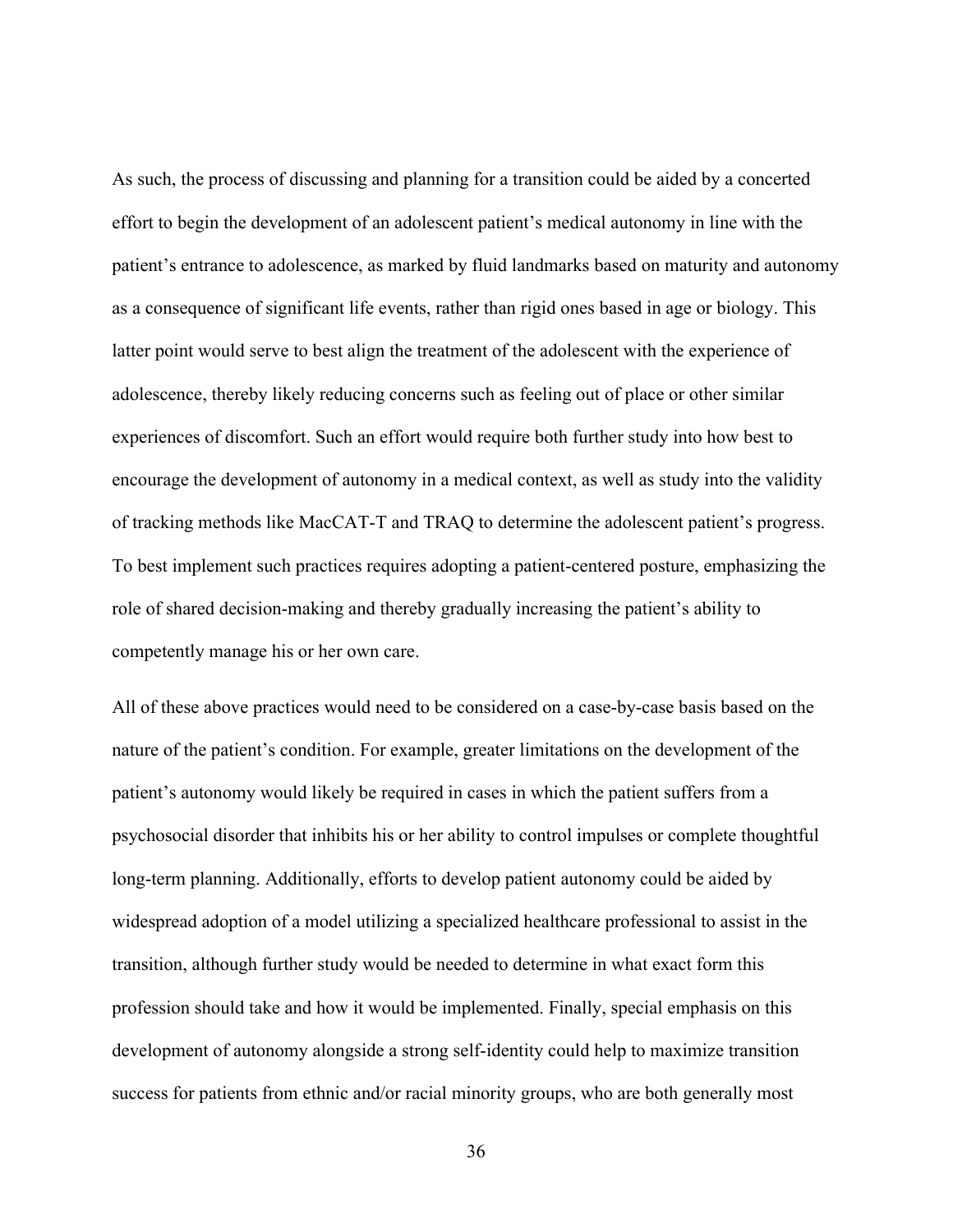As such, the process of discussing and planning for a transition could be aided by a concerted effort to begin the development of an adolescent patient's medical autonomy in line with the patient's entrance to adolescence, as marked by fluid landmarks based on maturity and autonomy as a consequence of significant life events, rather than rigid ones based in age or biology. This latter point would serve to best align the treatment of the adolescent with the experience of adolescence, thereby likely reducing concerns such as feeling out of place or other similar experiences of discomfort. Such an effort would require both further study into how best to encourage the development of autonomy in a medical context, as well as study into the validity of tracking methods like MacCAT-T and TRAQ to determine the adolescent patient's progress. To best implement such practices requires adopting a patient-centered posture, emphasizing the role of shared decision-making and thereby gradually increasing the patient's ability to competently manage his or her own care.

All of these above practices would need to be considered on a case-by-case basis based on the nature of the patient's condition. For example, greater limitations on the development of the patient's autonomy would likely be required in cases in which the patient suffers from a psychosocial disorder that inhibits his or her ability to control impulses or complete thoughtful long-term planning. Additionally, efforts to develop patient autonomy could be aided by widespread adoption of a model utilizing a specialized healthcare professional to assist in the transition, although further study would be needed to determine in what exact form this profession should take and how it would be implemented. Finally, special emphasis on this development of autonomy alongside a strong self-identity could help to maximize transition success for patients from ethnic and/or racial minority groups, who are both generally most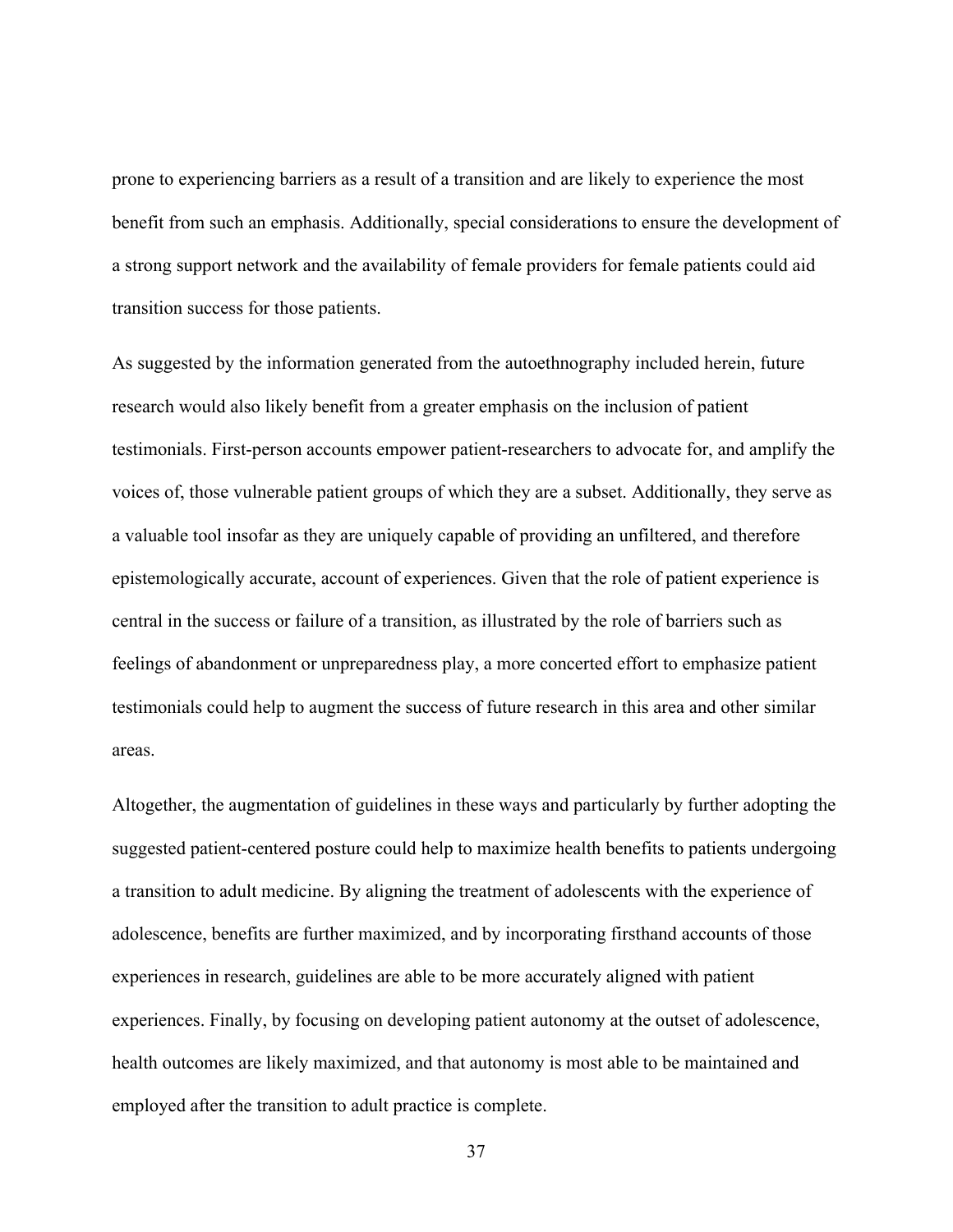prone to experiencing barriers as a result of a transition and are likely to experience the most benefit from such an emphasis. Additionally, special considerations to ensure the development of a strong support network and the availability of female providers for female patients could aid transition success for those patients.

As suggested by the information generated from the autoethnography included herein, future research would also likely benefit from a greater emphasis on the inclusion of patient testimonials. First-person accounts empower patient-researchers to advocate for, and amplify the voices of, those vulnerable patient groups of which they are a subset. Additionally, they serve as a valuable tool insofar as they are uniquely capable of providing an unfiltered, and therefore epistemologically accurate, account of experiences. Given that the role of patient experience is central in the success or failure of a transition, as illustrated by the role of barriers such as feelings of abandonment or unpreparedness play, a more concerted effort to emphasize patient testimonials could help to augment the success of future research in this area and other similar areas.

Altogether, the augmentation of guidelines in these ways and particularly by further adopting the suggested patient-centered posture could help to maximize health benefits to patients undergoing a transition to adult medicine. By aligning the treatment of adolescents with the experience of adolescence, benefits are further maximized, and by incorporating firsthand accounts of those experiences in research, guidelines are able to be more accurately aligned with patient experiences. Finally, by focusing on developing patient autonomy at the outset of adolescence, health outcomes are likely maximized, and that autonomy is most able to be maintained and employed after the transition to adult practice is complete.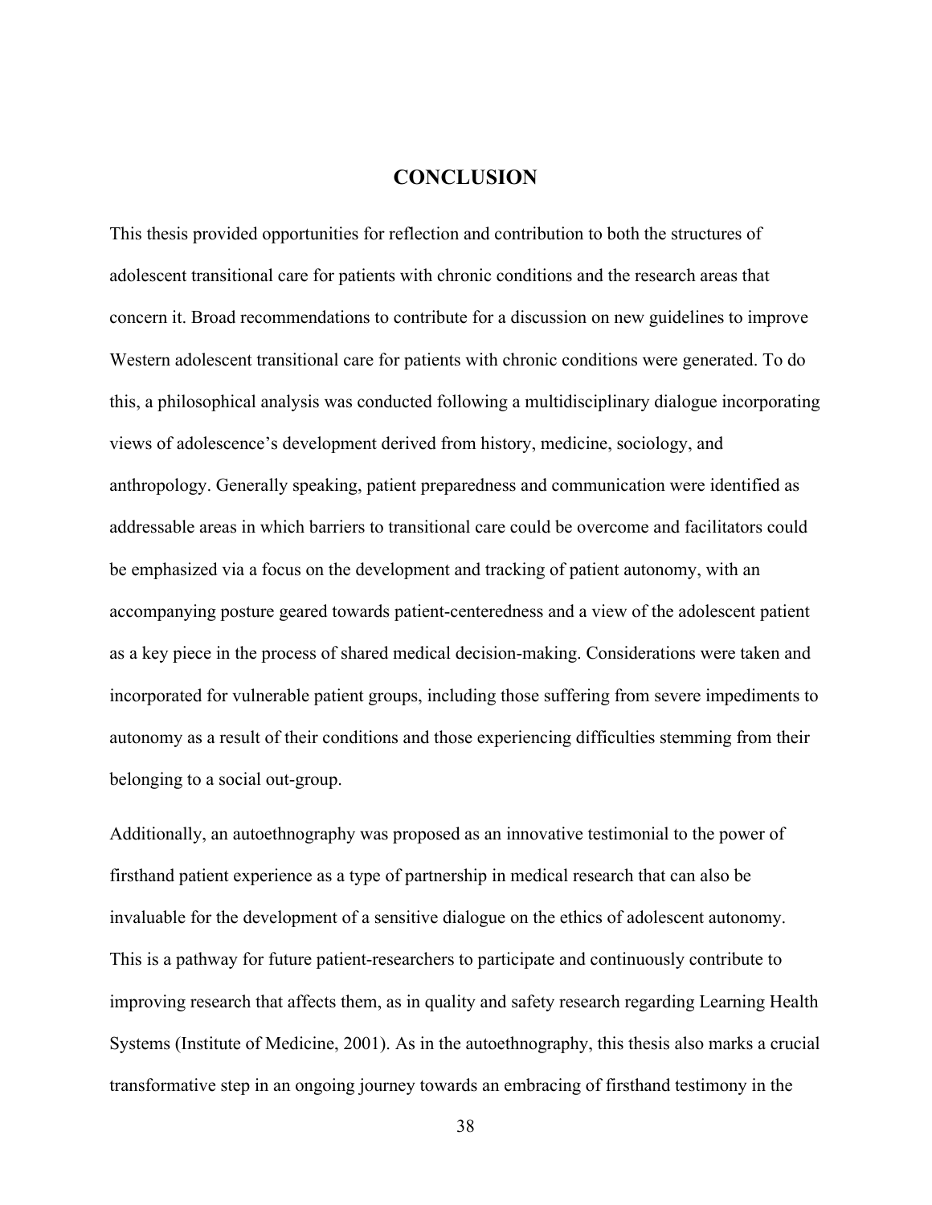# CONCLUSION

This thesis provided opportunities for reflection and contribution to both the structures of adolescent transitional care for patients with chronic conditions and the research areas that concern it. Broad recommendations to contribute for a discussion on new guidelines to improve Western adolescent transitional care for patients with chronic conditions were generated. To do this, a philosophical analysis was conducted following a multidisciplinary dialogue incorporating views of adolescence's development derived from history, medicine, sociology, and anthropology. Generally speaking, patient preparedness and communication were identified as addressable areas in which barriers to transitional care could be overcome and facilitators could be emphasized via a focus on the development and tracking of patient autonomy, with an accompanying posture geared towards patient-centeredness and a view of the adolescent patient as a key piece in the process of shared medical decision-making. Considerations were taken and incorporated for vulnerable patient groups, including those suffering from severe impediments to autonomy as a result of their conditions and those experiencing difficulties stemming from their belonging to a social out-group.

Additionally, an autoethnography was proposed as an innovative testimonial to the power of firsthand patient experience as a type of partnership in medical research that can also be invaluable for the development of a sensitive dialogue on the ethics of adolescent autonomy. This is a pathway for future patient-researchers to participate and continuously contribute to improving research that affects them, as in quality and safety research regarding Learning Health Systems (Institute of Medicine, 2001). As in the autoethnography, this thesis also marks a crucial transformative step in an ongoing journey towards an embracing of firsthand testimony in the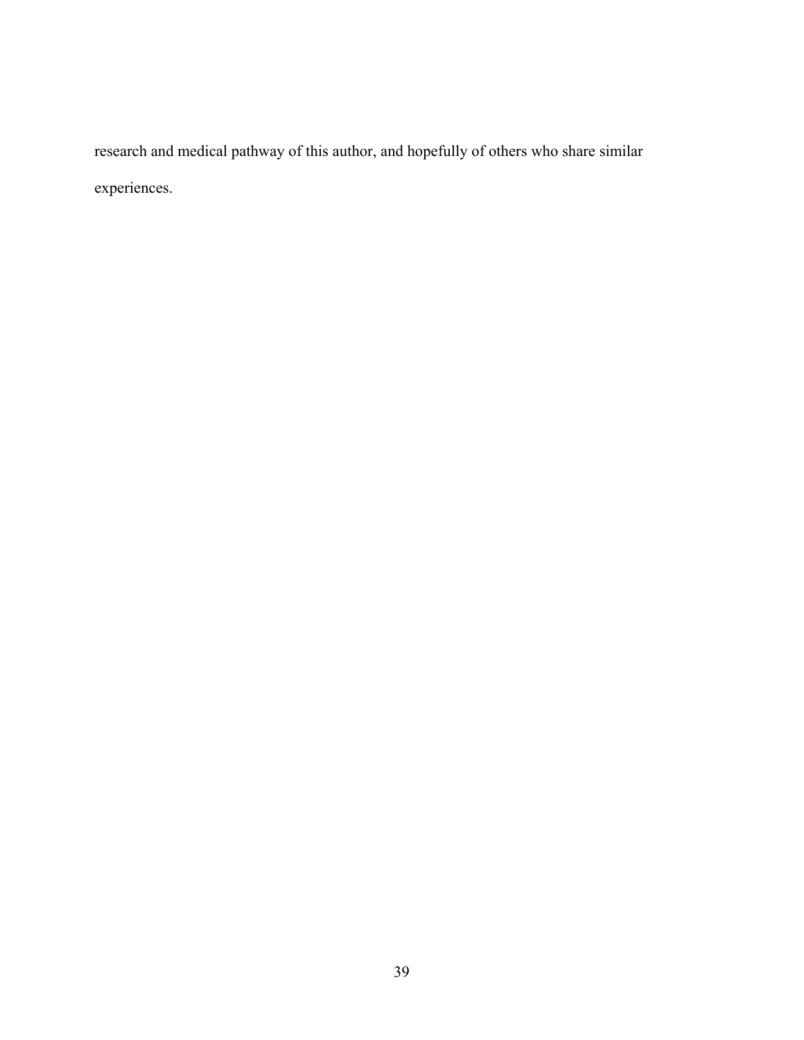research and medical pathway of this author, and hopefully of others who share similar experiences.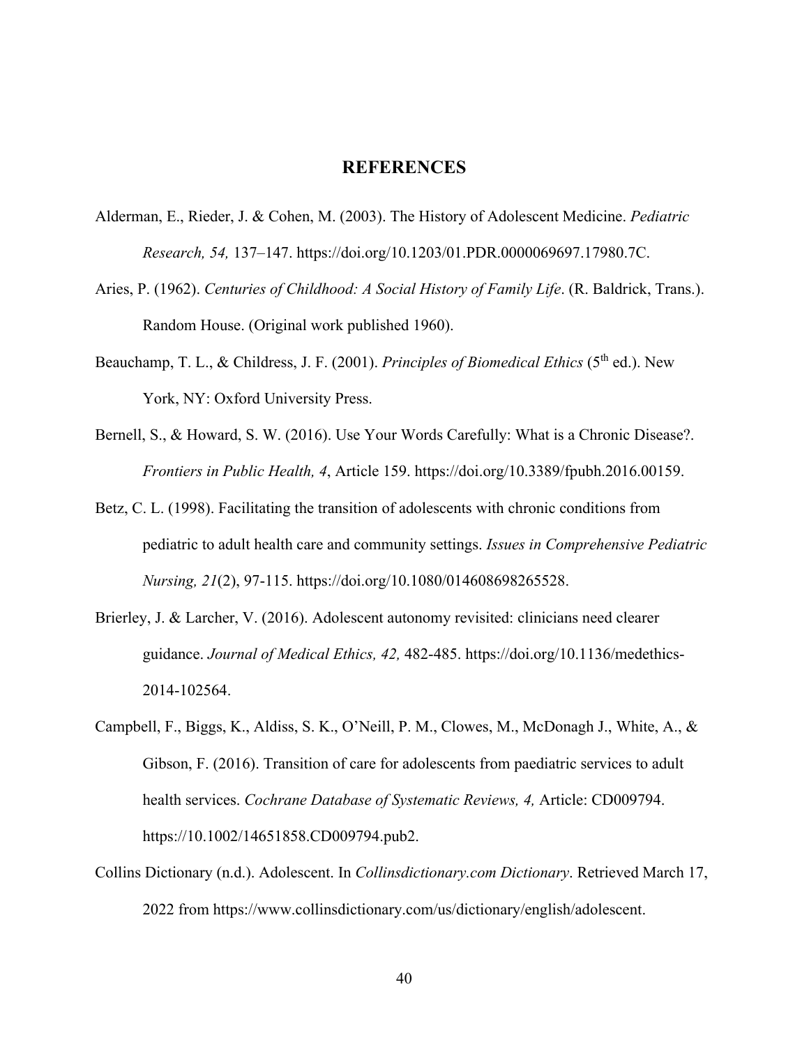# REFERENCES

Alderman, E., Rieder, J. & Cohen, M. (2003). The History of Adolescent Medicine. *Pediatric Research, 54,* 137–147. https://doi.org/10.1203/01.PDR.0000069697.17980.7C.

Aries, P. (1962). *Centuries of Childhood: A Social History of Family Life*. (R. Baldrick, Trans.). Random House. (Original work published 1960).

Beauchamp, T. L., & Childress, J. F. (2001). *Principles of Biomedical Ethics* (5th ed.). New York, NY: Oxford University Press.

Bernell, S., & Howard, S. W. (2016). Use Your Words Carefully: What is a Chronic Disease?. *Frontiers in Public Health, 4*, Article 159. https://doi.org/10.3389/fpubh.2016.00159.

Betz, C. L. (1998). Facilitating the transition of adolescents with chronic conditions from pediatric to adult health care and community settings. *Issues in Comprehensive Pediatric Nursing, 21*(2), 97-115. https://doi.org/10.1080/014608698265528.

Brierley, J. & Larcher, V. (2016). Adolescent autonomy revisited: clinicians need clearer guidance. *Journal of Medical Ethics, 42,* 482-485. https://doi.org/10.1136/medethics-2014-102564.

Campbell, F., Biggs, K., Aldiss, S. K., O'Neill, P. M., Clowes, M., McDonagh J., White, A., & Gibson, F. (2016). Transition of care for adolescents from paediatric services to adult health services. *Cochrane Database of Systematic Reviews, 4,* Article: CD009794. https://10.1002/14651858.CD009794.pub2.

Collins Dictionary (n.d.). Adolescent. In *Collinsdictionary.com Dictionary*. Retrieved March 17, 2022 from https://www.collinsdictionary.com/us/dictionary/english/adolescent.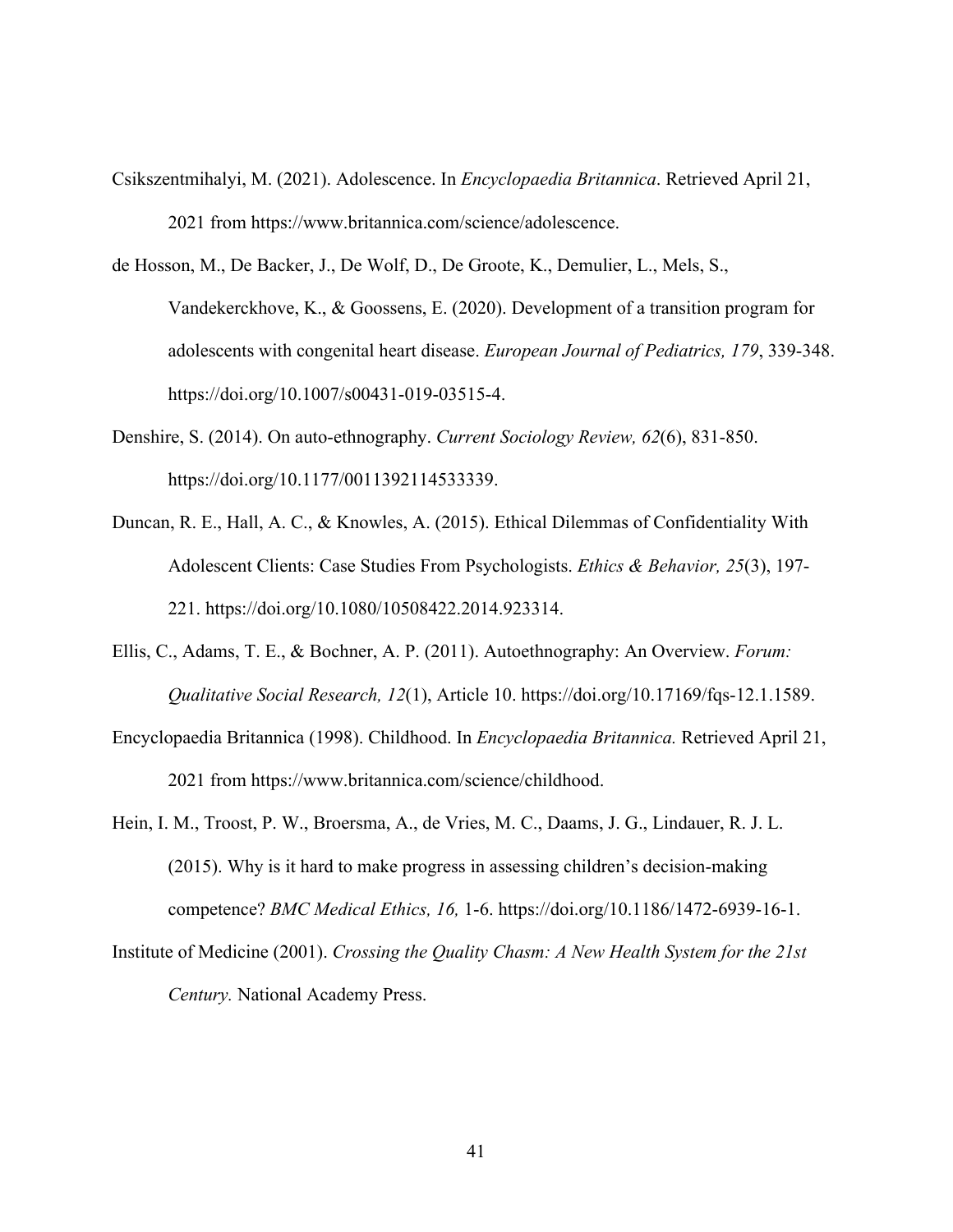Csikszentmihalyi, M. (2021). Adolescence. In *Encyclopaedia Britannica*. Retrieved April 21, 2021 from https://www.britannica.com/science/adolescence.

de Hosson, M., De Backer, J., De Wolf, D., De Groote, K., Demulier, L., Mels, S., Vandekerckhove, K., & Goossens, E. (2020). Development of a transition program for adolescents with congenital heart disease. *European Journal of Pediatrics, 179*, 339-348. https://doi.org/10.1007/s00431-019-03515-4.

Denshire, S. (2014). On auto-ethnography. *Current Sociology Review, 62*(6), 831-850. https://doi.org/10.1177/0011392114533339.

Duncan, R. E., Hall, A. C., & Knowles, A. (2015). Ethical Dilemmas of Confidentiality With Adolescent Clients: Case Studies From Psychologists. *Ethics & Behavior, 25*(3), 197-221. https://doi.org/10.1080/10508422.2014.923314.

Ellis, C., Adams, T. E., & Bochner, A. P. (2011). Autoethnography: An Overview. *Forum: Qualitative Social Research, 12*(1), Article 10. https://doi.org/10.17169/fqs-12.1.1589.

Encyclopaedia Britannica (1998). Childhood. In *Encyclopaedia Britannica.* Retrieved April 21, 2021 from https://www.britannica.com/science/childhood.

Hein, I. M., Troost, P. W., Broersma, A., de Vries, M. C., Daams, J. G., Lindauer, R. J. L. (2015). Why is it hard to make progress in assessing children's decision-making competence? *BMC Medical Ethics, 16,* 1-6. https://doi.org/10.1186/1472-6939-16-1.

Institute of Medicine (2001). *Crossing the Quality Chasm: A New Health System for the 21st Century.* National Academy Press.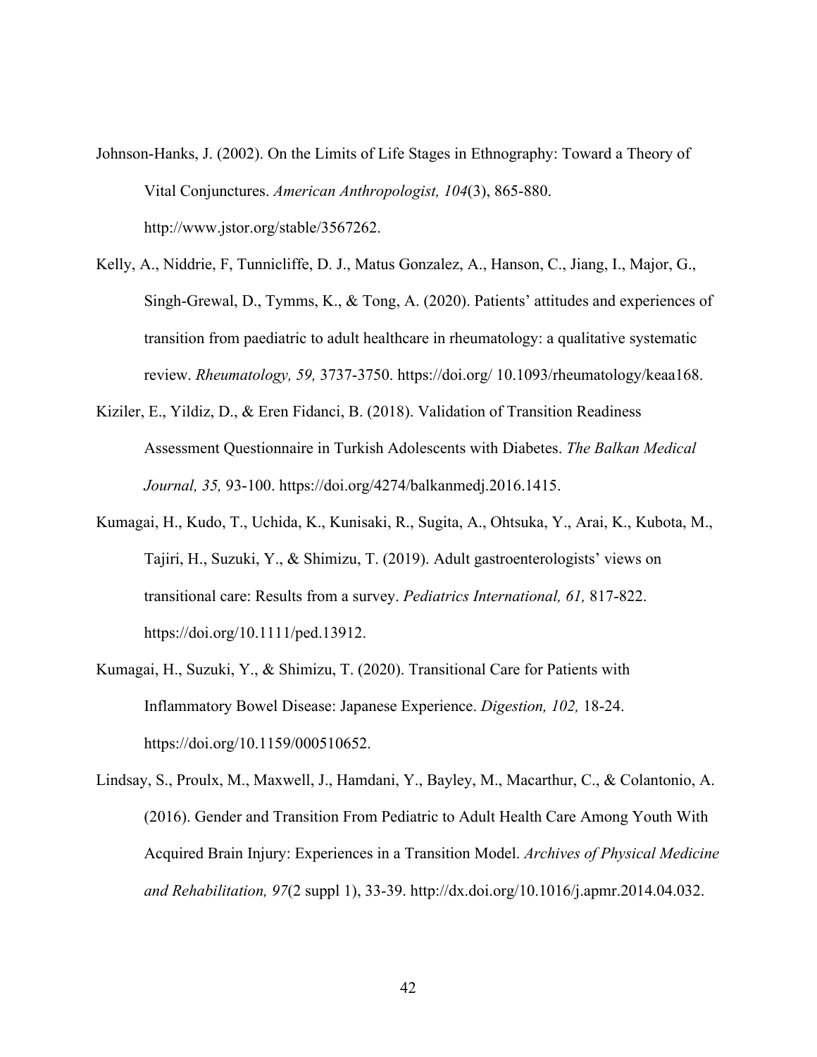Johnson-Hanks, J. (2002). On the Limits of Life Stages in Ethnography: Toward a Theory of Vital Conjunctures. *American Anthropologist, 104*(3), 865-880. http://www.jstor.org/stable/3567262.

Kelly, A., Niddrie, F, Tunnicliffe, D. J., Matus Gonzalez, A., Hanson, C., Jiang, I., Major, G., Singh-Grewal, D., Tymms, K., & Tong, A. (2020). Patients' attitudes and experiences of transition from paediatric to adult healthcare in rheumatology: a qualitative systematic review. *Rheumatology, 59,* 3737-3750. https://doi.org/ 10.1093/rheumatology/keaa168.

Kiziler, E., Yildiz, D., & Eren Fidanci, B. (2018). Validation of Transition Readiness Assessment Questionnaire in Turkish Adolescents with Diabetes. *The Balkan Medical Journal, 35,* 93-100. https://doi.org/4274/balkanmedj.2016.1415.

Kumagai, H., Kudo, T., Uchida, K., Kunisaki, R., Sugita, A., Ohtsuka, Y., Arai, K., Kubota, M., Tajiri, H., Suzuki, Y., & Shimizu, T. (2019). Adult gastroenterologists' views on transitional care: Results from a survey. *Pediatrics International, 61,* 817-822. https://doi.org/10.1111/ped.13912.

Kumagai, H., Suzuki, Y., & Shimizu, T. (2020). Transitional Care for Patients with Inflammatory Bowel Disease: Japanese Experience. *Digestion, 102,* 18-24. https://doi.org/10.1159/000510652.

Lindsay, S., Proulx, M., Maxwell, J., Hamdani, Y., Bayley, M., Macarthur, C., & Colantonio, A. (2016). Gender and Transition From Pediatric to Adult Health Care Among Youth With Acquired Brain Injury: Experiences in a Transition Model. *Archives of Physical Medicine and Rehabilitation, 97*(2 suppl 1), 33-39. http://dx.doi.org/10.1016/j.apmr.2014.04.032.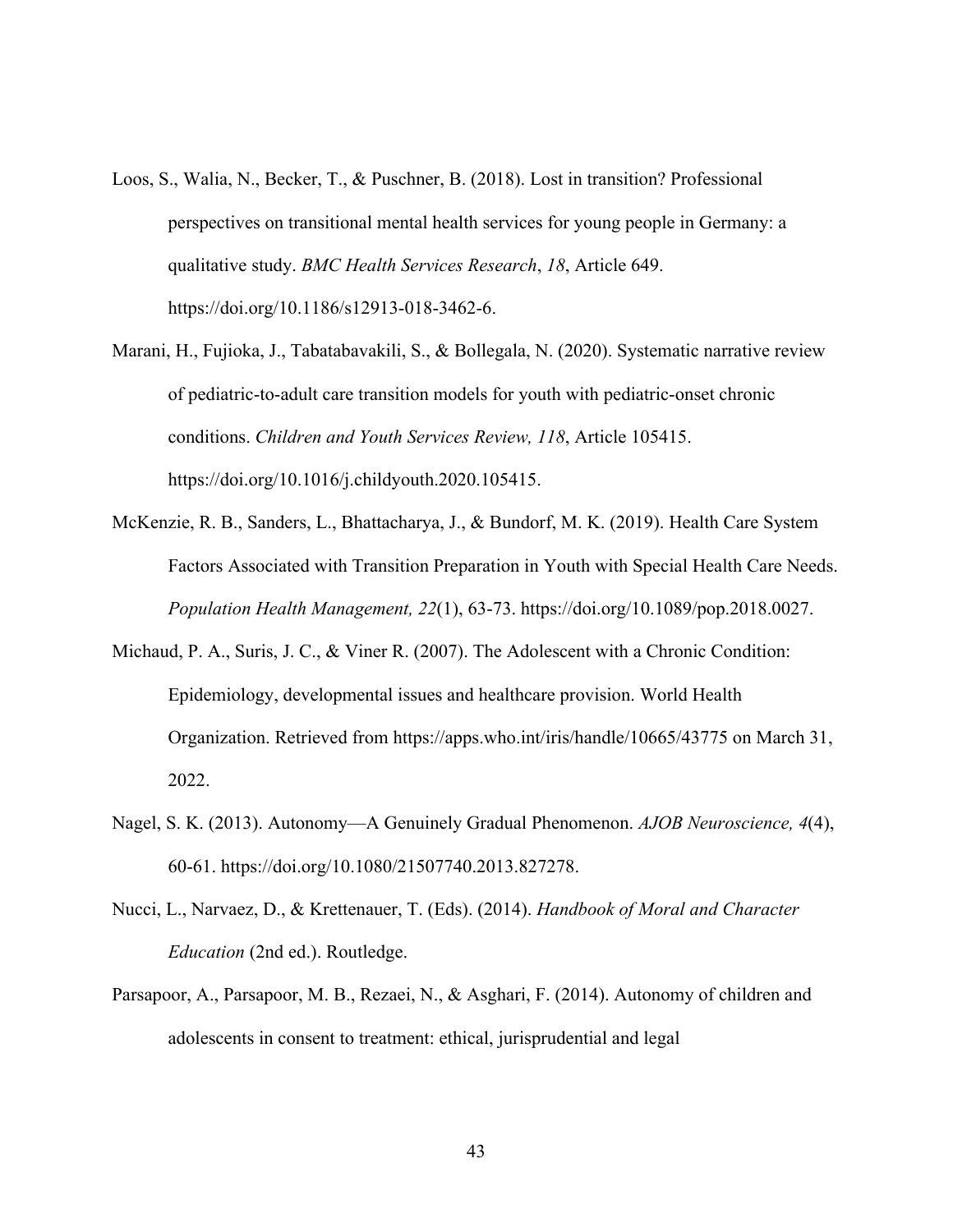Loos, S., Walia, N., Becker, T., & Puschner, B. (2018). Lost in transition? Professional perspectives on transitional mental health services for young people in Germany: a qualitative study. *BMC Health Services Research*, *18*, Article 649. https://doi.org/10.1186/s12913-018-3462-6.

Marani, H., Fujioka, J., Tabatabavakili, S., & Bollegala, N. (2020). Systematic narrative review of pediatric-to-adult care transition models for youth with pediatric-onset chronic conditions. *Children and Youth Services Review, 118*, Article 105415. https://doi.org/10.1016/j.childyouth.2020.105415.

McKenzie, R. B., Sanders, L., Bhattacharya, J., & Bundorf, M. K. (2019). Health Care System Factors Associated with Transition Preparation in Youth with Special Health Care Needs. *Population Health Management, 22*(1), 63-73. https://doi.org/10.1089/pop.2018.0027.

Michaud, P. A., Suris, J. C., & Viner R. (2007). The Adolescent with a Chronic Condition: Epidemiology, developmental issues and healthcare provision. World Health Organization. Retrieved from https://apps.who.int/iris/handle/10665/43775 on March 31, 2022.

Nagel, S. K. (2013). Autonomy—A Genuinely Gradual Phenomenon. *AJOB Neuroscience, 4*(4), 60-61. https://doi.org/10.1080/21507740.2013.827278.

Nucci, L., Narvaez, D., & Krettenauer, T. (Eds). (2014). *Handbook of Moral and Character Education* (2nd ed.). Routledge.

Parsapoor, A., Parsapoor, M. B., Rezaei, N., & Asghari, F. (2014). Autonomy of children and adolescents in consent to treatment: ethical, jurisprudential and legal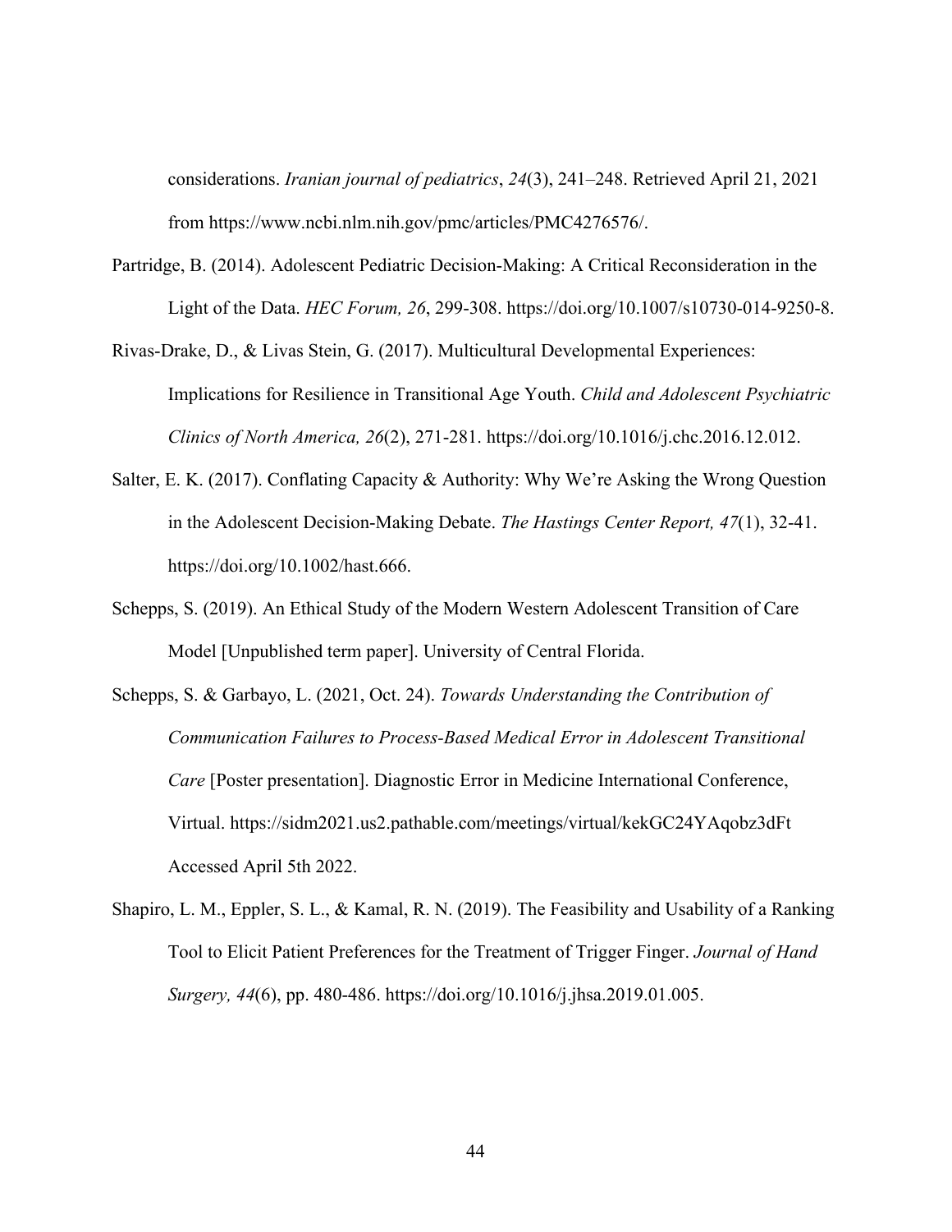considerations. *Iranian journal of pediatrics*, *24*(3), 241–248. Retrieved April 21, 2021 from https://www.ncbi.nlm.nih.gov/pmc/articles/PMC4276576/.

Partridge, B. (2014). Adolescent Pediatric Decision-Making: A Critical Reconsideration in the Light of the Data. *HEC Forum, 26*, 299-308. https://doi.org/10.1007/s10730-014-9250-8.

Rivas-Drake, D., & Livas Stein, G. (2017). Multicultural Developmental Experiences: Implications for Resilience in Transitional Age Youth. *Child and Adolescent Psychiatric Clinics of North America, 26*(2), 271-281. https://doi.org/10.1016/j.chc.2016.12.012.

Salter, E. K. (2017). Conflating Capacity & Authority: Why We're Asking the Wrong Question in the Adolescent Decision-Making Debate. *The Hastings Center Report, 47*(1), 32-41. https://doi.org/10.1002/hast.666.

Schepps, S. (2019). An Ethical Study of the Modern Western Adolescent Transition of Care Model [Unpublished term paper]. University of Central Florida.

Schepps, S. & Garbayo, L. (2021, Oct. 24). *Towards Understanding the Contribution of Communication Failures to Process-Based Medical Error in Adolescent Transitional Care* [Poster presentation]. Diagnostic Error in Medicine International Conference, Virtual. https://sidm2021.us2.pathable.com/meetings/virtual/kekGC24YAqobz3dFt Accessed April 5th 2022.

Shapiro, L. M., Eppler, S. L., & Kamal, R. N. (2019). The Feasibility and Usability of a Ranking Tool to Elicit Patient Preferences for the Treatment of Trigger Finger. *Journal of Hand Surgery, 44*(6), pp. 480-486. https://doi.org/10.1016/j.jhsa.2019.01.005.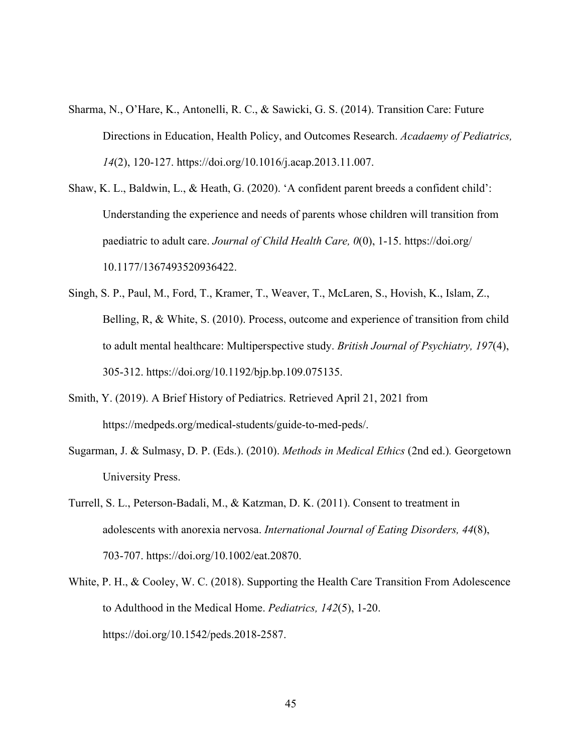Sharma, N., O'Hare, K., Antonelli, R. C., & Sawicki, G. S. (2014). Transition Care: Future Directions in Education, Health Policy, and Outcomes Research. *Acadaemy of Pediatrics, 14*(2), 120-127. https://doi.org/10.1016/j.acap.2013.11.007.

Shaw, K. L., Baldwin, L., & Heath, G. (2020). 'A confident parent breeds a confident child': Understanding the experience and needs of parents whose children will transition from paediatric to adult care. *Journal of Child Health Care, 0*(0), 1-15. https://doi.org/ 10.1177/1367493520936422.

Singh, S. P., Paul, M., Ford, T., Kramer, T., Weaver, T., McLaren, S., Hovish, K., Islam, Z., Belling, R, & White, S. (2010). Process, outcome and experience of transition from child to adult mental healthcare: Multiperspective study. *British Journal of Psychiatry, 197*(4), 305-312. https://doi.org/10.1192/bjp.bp.109.075135.

Smith, Y. (2019). A Brief History of Pediatrics. Retrieved April 21, 2021 from https://medpeds.org/medical-students/guide-to-med-peds/.

Sugarman, J. & Sulmasy, D. P. (Eds.). (2010). *Methods in Medical Ethics* (2nd ed.). Georgetown University Press.

Turrell, S. L., Peterson-Badali, M., & Katzman, D. K. (2011). Consent to treatment in adolescents with anorexia nervosa. *International Journal of Eating Disorders, 44*(8), 703-707. https://doi.org/10.1002/eat.20870.

White, P. H., & Cooley, W. C. (2018). Supporting the Health Care Transition From Adolescence to Adulthood in the Medical Home. *Pediatrics, 142*(5), 1-20. https://doi.org/10.1542/peds.2018-2587.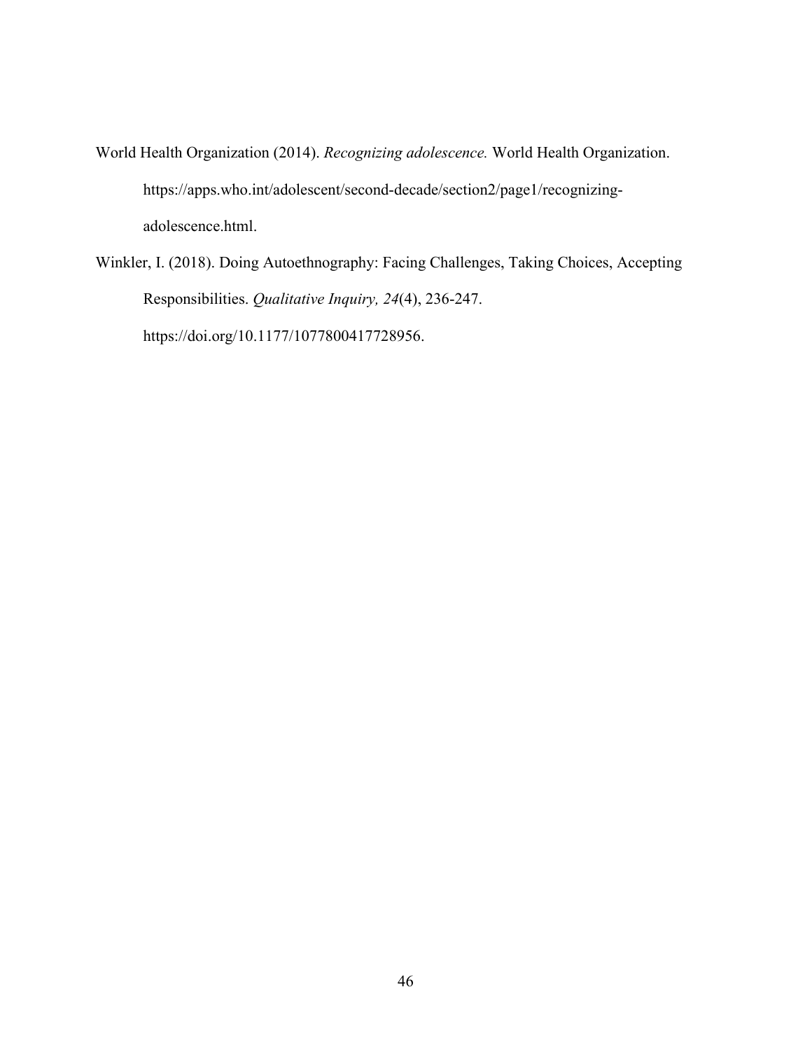World Health Organization (2014). *Recognizing adolescence.* World Health Organization. https://apps.who.int/adolescent/second-decade/section2/page1/recognizing-adolescence.html.

Winkler, I. (2018). Doing Autoethnography: Facing Challenges, Taking Choices, Accepting Responsibilities. *Qualitative Inquiry, 24*(4), 236-247. https://doi.org/10.1177/1077800417728956.